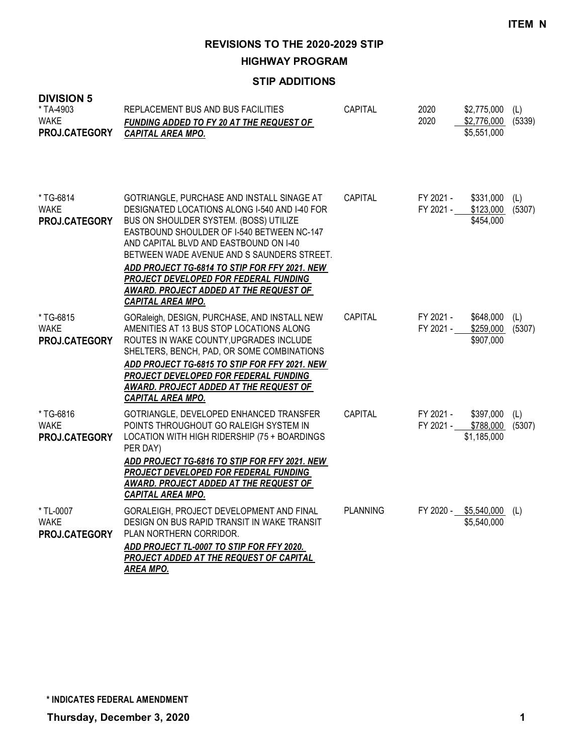**ITEM N**

# REVISIONS TO THE 2020-2029 STIP

## HIGHWAY PROGRAM

### STIP ADDITIONS

**DIVISION 5**

| Project | Description | Category | Year | Amount | Source |
|---|---|---|---|---|---|
| * TA-4903<br>WAKE<br>**PROJ.CATEGORY** | REPLACEMENT BUS AND BUS FACILITIES<br>***FUNDING ADDED TO FY 20 AT THE REQUEST OF CAPITAL AREA MPO.*** | CAPITAL | 2020<br>2020 | \$2,775,000<br>\$2,776,000<br>\$5,551,000 | (L)<br>(5339) |
| * TG-6814<br>WAKE<br>**PROJ.CATEGORY** | GOTRIANGLE, PURCHASE AND INSTALL SINAGE AT DESIGNATED LOCATIONS ALONG I-540 AND I-40 FOR BUS ON SHOULDER SYSTEM. (BOSS) UTILIZE EASTBOUND SHOULDER OF I-540 BETWEEN NC-147 AND CAPITAL BLVD AND EASTBOUND ON I-40 BETWEEN WADE AVENUE AND S SAUNDERS STREET.<br>***ADD PROJECT TG-6814 TO STIP FOR FFY 2021. NEW PROJECT DEVELOPED FOR FEDERAL FUNDING AWARD. PROJECT ADDED AT THE REQUEST OF CAPITAL AREA MPO.*** | CAPITAL | FY 2021 -<br>FY 2021 - | \$331,000<br>\$123,000<br>\$454,000 | (L)<br>(5307) |
| * TG-6815<br>WAKE<br>**PROJ.CATEGORY** | GORaleigh, DESIGN, PURCHASE, AND INSTALL NEW AMENITIES AT 13 BUS STOP LOCATIONS ALONG ROUTES IN WAKE COUNTY,UPGRADES INCLUDE SHELTERS, BENCH, PAD, OR SOME COMBINATIONS<br>***ADD PROJECT TG-6815 TO STIP FOR FFY 2021. NEW PROJECT DEVELOPED FOR FEDERAL FUNDING AWARD. PROJECT ADDED AT THE REQUEST OF CAPITAL AREA MPO.*** | CAPITAL | FY 2021 -<br>FY 2021 - | \$648,000<br>\$259,000<br>\$907,000 | (L)<br>(5307) |
| * TG-6816<br>WAKE<br>**PROJ.CATEGORY** | GOTRIANGLE, DEVELOPED ENHANCED TRANSFER POINTS THROUGHOUT GO RALEIGH SYSTEM IN LOCATION WITH HIGH RIDERSHIP (75 + BOARDINGS PER DAY)<br>***ADD PROJECT TG-6816 TO STIP FOR FFY 2021. NEW PROJECT DEVELOPED FOR FEDERAL FUNDING AWARD. PROJECT ADDED AT THE REQUEST OF CAPITAL AREA MPO.*** | CAPITAL | FY 2021 -<br>FY 2021 - | \$397,000<br>\$788,000<br>\$1,185,000 | (L)<br>(5307) |
| * TL-0007<br>WAKE<br>**PROJ.CATEGORY** | GORALEIGH, PROJECT DEVELOPMENT AND FINAL DESIGN ON BUS RAPID TRANSIT IN WAKE TRANSIT PLAN NORTHERN CORRIDOR.<br>***ADD PROJECT TL-0007 TO STIP FOR FFY 2020. PROJECT ADDED AT THE REQUEST OF CAPITAL AREA MPO.*** | PLANNING | FY 2020 - | \$5,540,000<br>\$5,540,000 | (L) |

**\* INDICATES FEDERAL AMENDMENT**

**Thursday, December 3, 2020**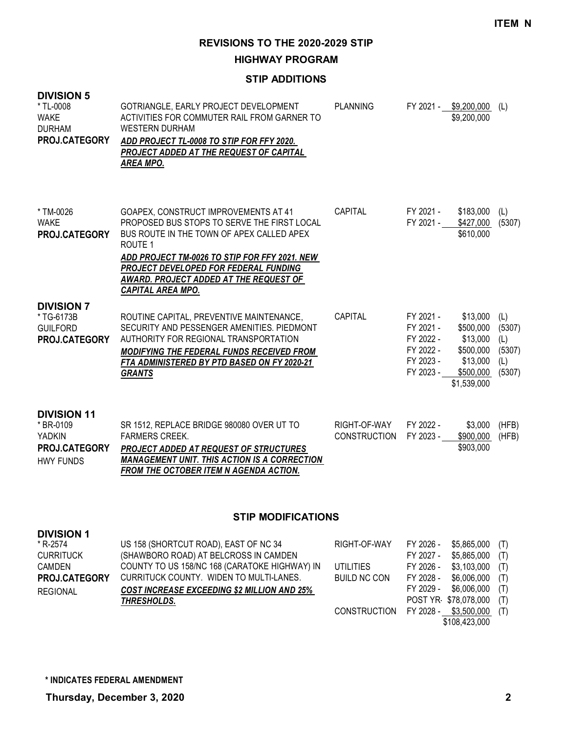ITEM N

# REVISIONS TO THE 2020-2029 STIP

## HIGHWAY PROGRAM

### STIP ADDITIONS

**DIVISION 5**

| Project | Description | Work Type | Fiscal Year | Amount | Fund |
|---|---|---|---|---|---|
| * TL-0008<br>WAKE<br>DURHAM<br>**PROJ.CATEGORY** | GOTRIANGLE, EARLY PROJECT DEVELOPMENT ACTIVITIES FOR COMMUTER RAIL FROM GARNER TO WESTERN DURHAM<br>***ADD PROJECT TL-0008 TO STIP FOR FFY 2020. PROJECT ADDED AT THE REQUEST OF CAPITAL AREA MPO.*** | PLANNING | FY 2021 - | $9,200,000 | (L) |
| | | | | $9,200,000 | |
| * TM-0026<br>WAKE<br>**PROJ.CATEGORY** | GOAPEX, CONSTRUCT IMPROVEMENTS AT 41 PROPOSED BUS STOPS TO SERVE THE FIRST LOCAL BUS ROUTE IN THE TOWN OF APEX CALLED APEX ROUTE 1<br>***ADD PROJECT TM-0026 TO STIP FOR FFY 2021. NEW PROJECT DEVELOPED FOR FEDERAL FUNDING AWARD. PROJECT ADDED AT THE REQUEST OF CAPITAL AREA MPO.*** | CAPITAL | FY 2021 - | $183,000 | (L) |
| | | | FY 2021 - | $427,000 | (5307) |
| | | | | $610,000 | |

**DIVISION 7**

| Project | Description | Work Type | Fiscal Year | Amount | Fund |
|---|---|---|---|---|---|
| * TG-6173B<br>GUILFORD<br>**PROJ.CATEGORY** | ROUTINE CAPITAL, PREVENTIVE MAINTENANCE, SECURITY AND PESSENGER AMENITIES. PIEDMONT AUTHORITY FOR REGIONAL TRANSPORTATION<br>***MODIFYING THE FEDERAL FUNDS RECEIVED FROM FTA ADMINISTERED BY PTD BASED ON FY 2020-21 GRANTS*** | CAPITAL | FY 2021 - | $13,000 | (L) |
| | | | FY 2021 - | $500,000 | (5307) |
| | | | FY 2022 - | $13,000 | (L) |
| | | | FY 2022 - | $500,000 | (5307) |
| | | | FY 2023 - | $13,000 | (L) |
| | | | FY 2023 - | $500,000 | (5307) |
| | | | | $1,539,000 | |

**DIVISION 11**

| Project | Description | Work Type | Fiscal Year | Amount | Fund |
|---|---|---|---|---|---|
| * BR-0109<br>YADKIN<br>**PROJ.CATEGORY**<br>HWY FUNDS | SR 1512, REPLACE BRIDGE 980080 OVER UT TO FARMERS CREEK.<br>***PROJECT ADDED AT REQUEST OF STRUCTURES MANAGEMENT UNIT. THIS ACTION IS A CORRECTION FROM THE OCTOBER ITEM N AGENDA ACTION.*** | RIGHT-OF-WAY | FY 2022 - | $3,000 | (HFB) |
| | | CONSTRUCTION | FY 2023 - | $900,000 | (HFB) |
| | | | | $903,000 | |

### STIP MODIFICATIONS

**DIVISION 1**

| Project | Description | Work Type | Fiscal Year | Amount | Fund |
|---|---|---|---|---|---|
| * R-2574<br>CURRITUCK<br>CAMDEN<br>**PROJ.CATEGORY**<br>REGIONAL | US 158 (SHORTCUT ROAD), EAST OF NC 34 (SHAWBORO ROAD) AT BELCROSS IN CAMDEN COUNTY TO US 158/NC 168 (CARATOKE HIGHWAY) IN CURRITUCK COUNTY. WIDEN TO MULTI-LANES.<br>***COST INCREASE EXCEEDING $2 MILLION AND 25% THRESHOLDS.*** | RIGHT-OF-WAY | FY 2026 - | $5,865,000 | (T) |
| | | | FY 2027 - | $5,865,000 | (T) |
| | | UTILITIES | FY 2026 - | $3,103,000 | (T) |
| | | BUILD NC CON | FY 2028 - | $6,006,000 | (T) |
| | | | FY 2029 - | $6,006,000 | (T) |
| | | | POST YR- | $78,078,000 | (T) |
| | | CONSTRUCTION | FY 2028 - | $3,500,000 | (T) |
| | | | | $108,423,000 | |

**\* INDICATES FEDERAL AMENDMENT**

**Thursday, December 3, 2020**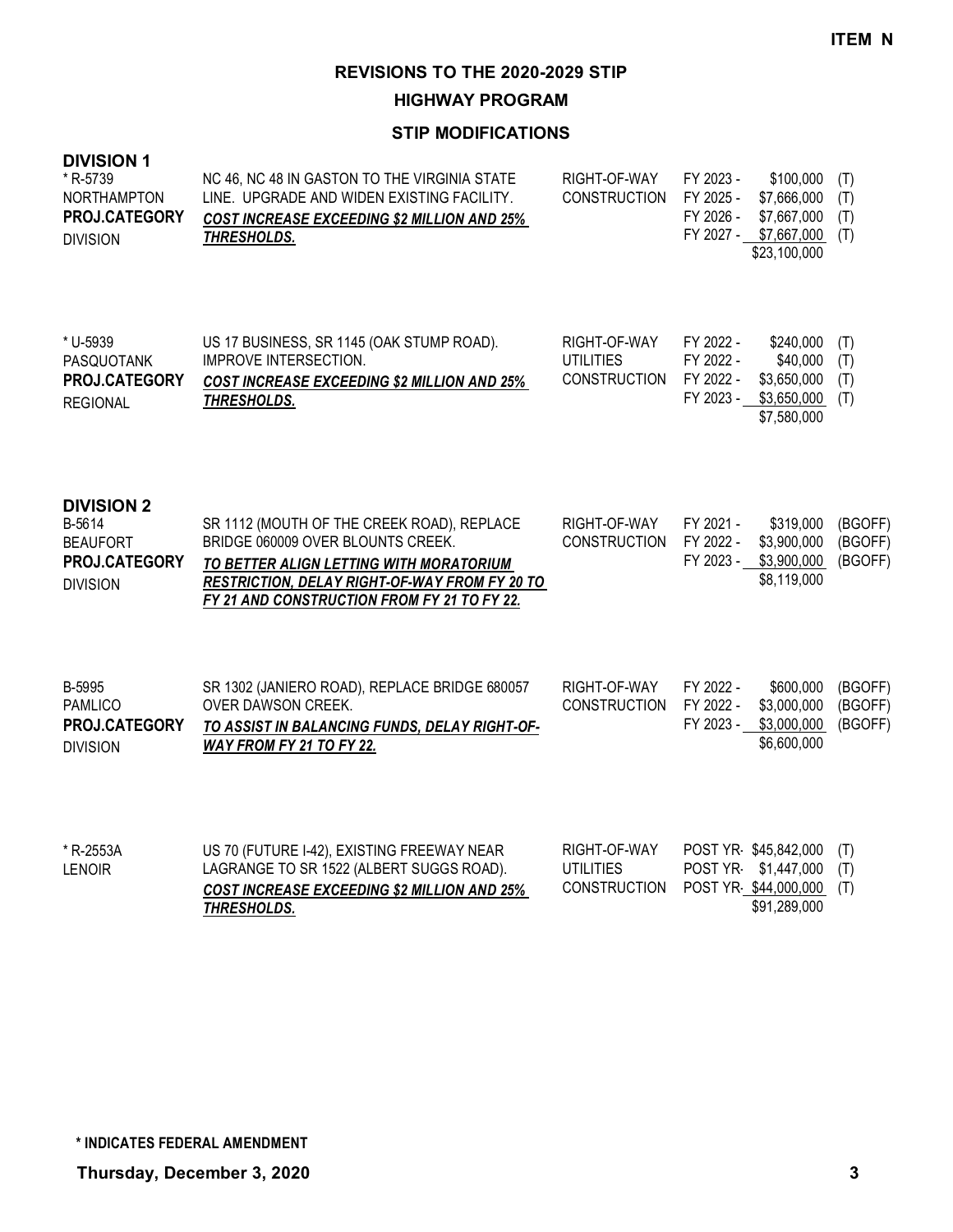ITEM N

# REVISIONS TO THE 2020-2029 STIP

## HIGHWAY PROGRAM

### STIP MODIFICATIONS

**DIVISION 1**

| Project | Description | Phase | Year | Amount | Fund |
|---|---|---|---|---|---|
| * R-5739<br>NORTHAMPTON<br>**PROJ.CATEGORY**<br>DIVISION | NC 46, NC 48 IN GASTON TO THE VIRGINIA STATE LINE. UPGRADE AND WIDEN EXISTING FACILITY.<br>***COST INCREASE EXCEEDING $2 MILLION AND 25% THRESHOLDS.*** | RIGHT-OF-WAY | FY 2023 - | $100,000 | (T) |
| | | CONSTRUCTION | FY 2025 - | $7,666,000 | (T) |
| | | | FY 2026 - | $7,667,000 | (T) |
| | | | FY 2027 - | $7,667,000 | (T) |
| | | | | $23,100,000 | |
| * U-5939<br>PASQUOTANK<br>**PROJ.CATEGORY**<br>REGIONAL | US 17 BUSINESS, SR 1145 (OAK STUMP ROAD). IMPROVE INTERSECTION.<br>***COST INCREASE EXCEEDING $2 MILLION AND 25% THRESHOLDS.*** | RIGHT-OF-WAY | FY 2022 - | $240,000 | (T) |
| | | UTILITIES | FY 2022 - | $40,000 | (T) |
| | | CONSTRUCTION | FY 2022 - | $3,650,000 | (T) |
| | | | FY 2023 - | $3,650,000 | (T) |
| | | | | $7,580,000 | |

**DIVISION 2**

| Project | Description | Phase | Year | Amount | Fund |
|---|---|---|---|---|---|
| B-5614<br>BEAUFORT<br>**PROJ.CATEGORY**<br>DIVISION | SR 1112 (MOUTH OF THE CREEK ROAD), REPLACE BRIDGE 060009 OVER BLOUNTS CREEK.<br>***TO BETTER ALIGN LETTING WITH MORATORIUM RESTRICTION, DELAY RIGHT-OF-WAY FROM FY 20 TO FY 21 AND CONSTRUCTION FROM FY 21 TO FY 22.*** | RIGHT-OF-WAY | FY 2021 - | $319,000 | (BGOFF) |
| | | CONSTRUCTION | FY 2022 - | $3,900,000 | (BGOFF) |
| | | | FY 2023 - | $3,900,000 | (BGOFF) |
| | | | | $8,119,000 | |
| B-5995<br>PAMLICO<br>**PROJ.CATEGORY**<br>DIVISION | SR 1302 (JANIERO ROAD), REPLACE BRIDGE 680057 OVER DAWSON CREEK.<br>***TO ASSIST IN BALANCING FUNDS, DELAY RIGHT-OF-WAY FROM FY 21 TO FY 22.*** | RIGHT-OF-WAY | FY 2022 - | $600,000 | (BGOFF) |
| | | CONSTRUCTION | FY 2022 - | $3,000,000 | (BGOFF) |
| | | | FY 2023 - | $3,000,000 | (BGOFF) |
| | | | | $6,600,000 | |
| * R-2553A<br>LENOIR | US 70 (FUTURE I-42), EXISTING FREEWAY NEAR LAGRANGE TO SR 1522 (ALBERT SUGGS ROAD).<br>***COST INCREASE EXCEEDING $2 MILLION AND 25% THRESHOLDS.*** | RIGHT-OF-WAY | POST YR- | $45,842,000 | (T) |
| | | UTILITIES | POST YR- | $1,447,000 | (T) |
| | | CONSTRUCTION | POST YR- | $44,000,000 | (T) |
| | | | | $91,289,000 | |

**\* INDICATES FEDERAL AMENDMENT**

**Thursday, December 3, 2020**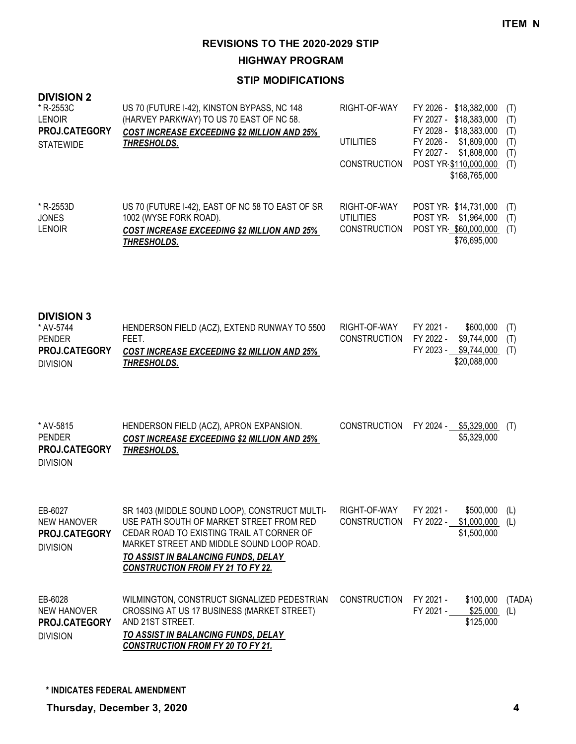**ITEM N**

## REVISIONS TO THE 2020-2029 STIP

### HIGHWAY PROGRAM

### STIP MODIFICATIONS

## DIVISION 2

| Project | Description | Phase | Schedule / Cost | Fund |
|---|---|---|---|---|
| * R-2553C<br>LENOIR<br>**PROJ.CATEGORY**<br>STATEWIDE | US 70 (FUTURE I-42), KINSTON BYPASS, NC 148 (HARVEY PARKWAY) TO US 70 EAST OF NC 58.<br>***COST INCREASE EXCEEDING $2 MILLION AND 25% THRESHOLDS.*** | RIGHT-OF-WAY | FY 2026 - $18,382,000 | (T) |
| | | | FY 2027 - $18,383,000 | (T) |
| | | | FY 2028 - $18,383,000 | (T) |
| | | UTILITIES | FY 2026 - $1,809,000 | (T) |
| | | | FY 2027 - $1,808,000 | (T) |
| | | CONSTRUCTION | POST YR-$110,000,000 | (T) |
| | | | $168,765,000 | |
| * R-2553D<br>JONES<br>LENOIR | US 70 (FUTURE I-42), EAST OF NC 58 TO EAST OF SR 1002 (WYSE FORK ROAD).<br>***COST INCREASE EXCEEDING $2 MILLION AND 25% THRESHOLDS.*** | RIGHT-OF-WAY | POST YR- $14,731,000 | (T) |
| | | UTILITIES | POST YR- $1,964,000 | (T) |
| | | CONSTRUCTION | POST YR- $60,000,000 | (T) |
| | | | $76,695,000 | |

## DIVISION 3

| Project | Description | Phase | Schedule / Cost | Fund |
|---|---|---|---|---|
| * AV-5744<br>PENDER<br>**PROJ.CATEGORY**<br>DIVISION | HENDERSON FIELD (ACZ), EXTEND RUNWAY TO 5500 FEET.<br>***COST INCREASE EXCEEDING $2 MILLION AND 25% THRESHOLDS.*** | RIGHT-OF-WAY | FY 2021 - $600,000 | (T) |
| | | CONSTRUCTION | FY 2022 - $9,744,000 | (T) |
| | | | FY 2023 - $9,744,000 | (T) |
| | | | $20,088,000 | |
| * AV-5815<br>PENDER<br>**PROJ.CATEGORY**<br>DIVISION | HENDERSON FIELD (ACZ), APRON EXPANSION.<br>***COST INCREASE EXCEEDING $2 MILLION AND 25% THRESHOLDS.*** | CONSTRUCTION | FY 2024 - $5,329,000 | (T) |
| | | | $5,329,000 | |
| EB-6027<br>NEW HANOVER<br>**PROJ.CATEGORY**<br>DIVISION | SR 1403 (MIDDLE SOUND LOOP), CONSTRUCT MULTI-USE PATH SOUTH OF MARKET STREET FROM RED CEDAR ROAD TO EXISTING TRAIL AT CORNER OF MARKET STREET AND MIDDLE SOUND LOOP ROAD.<br>***TO ASSIST IN BALANCING FUNDS, DELAY CONSTRUCTION FROM FY 21 TO FY 22.*** | RIGHT-OF-WAY | FY 2021 - $500,000 | (L) |
| | | CONSTRUCTION | FY 2022 - $1,000,000 | (L) |
| | | | $1,500,000 | |
| EB-6028<br>NEW HANOVER<br>**PROJ.CATEGORY**<br>DIVISION | WILMINGTON, CONSTRUCT SIGNALIZED PEDESTRIAN CROSSING AT US 17 BUSINESS (MARKET STREET) AND 21ST STREET.<br>***TO ASSIST IN BALANCING FUNDS, DELAY CONSTRUCTION FROM FY 20 TO FY 21.*** | CONSTRUCTION | FY 2021 - $100,000 | (TADA) |
| | | | FY 2021 - $25,000 | (L) |
| | | | $125,000 | |

**\* INDICATES FEDERAL AMENDMENT**

**Thursday, December 3, 2020**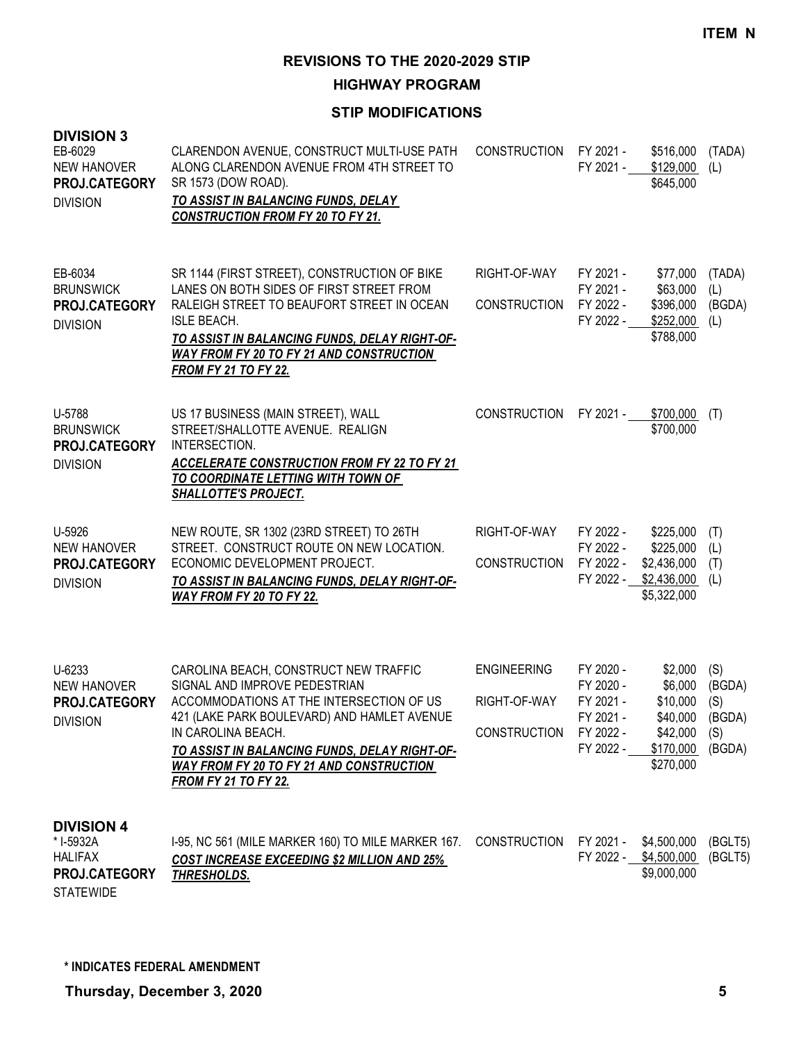**ITEM N**

# REVISIONS TO THE 2020-2029 STIP

## HIGHWAY PROGRAM

### STIP MODIFICATIONS

**DIVISION 3**

| Project | Description | Phase | Year | Amount | Source |
|---|---|---|---|---|---|
| EB-6029<br>NEW HANOVER<br>**PROJ.CATEGORY**<br>DIVISION | CLARENDON AVENUE, CONSTRUCT MULTI-USE PATH ALONG CLARENDON AVENUE FROM 4TH STREET TO SR 1573 (DOW ROAD).<br>***TO ASSIST IN BALANCING FUNDS, DELAY CONSTRUCTION FROM FY 20 TO FY 21.*** | CONSTRUCTION | FY 2021 -<br>FY 2021 - | \$516,000<br>\$129,000<br>\$645,000 | (TADA)<br>(L) |
| EB-6034<br>BRUNSWICK<br>**PROJ.CATEGORY**<br>DIVISION | SR 1144 (FIRST STREET), CONSTRUCTION OF BIKE LANES ON BOTH SIDES OF FIRST STREET FROM RALEIGH STREET TO BEAUFORT STREET IN OCEAN ISLE BEACH.<br>***TO ASSIST IN BALANCING FUNDS, DELAY RIGHT-OF-WAY FROM FY 20 TO FY 21 AND CONSTRUCTION FROM FY 21 TO FY 22.*** | RIGHT-OF-WAY<br><br>CONSTRUCTION | FY 2021 -<br>FY 2021 -<br>FY 2022 -<br>FY 2022 - | \$77,000<br>\$63,000<br>\$396,000<br>\$252,000<br>\$788,000 | (TADA)<br>(L)<br>(BGDA)<br>(L) |
| U-5788<br>BRUNSWICK<br>**PROJ.CATEGORY**<br>DIVISION | US 17 BUSINESS (MAIN STREET), WALL STREET/SHALLOTTE AVENUE. REALIGN INTERSECTION.<br>***ACCELERATE CONSTRUCTION FROM FY 22 TO FY 21 TO COORDINATE LETTING WITH TOWN OF SHALLOTTE'S PROJECT.*** | CONSTRUCTION | FY 2021 - | \$700,000<br>\$700,000 | (T) |
| U-5926<br>NEW HANOVER<br>**PROJ.CATEGORY**<br>DIVISION | NEW ROUTE, SR 1302 (23RD STREET) TO 26TH STREET. CONSTRUCT ROUTE ON NEW LOCATION. ECONOMIC DEVELOPMENT PROJECT.<br>***TO ASSIST IN BALANCING FUNDS, DELAY RIGHT-OF-WAY FROM FY 20 TO FY 22.*** | RIGHT-OF-WAY<br><br>CONSTRUCTION | FY 2022 -<br>FY 2022 -<br>FY 2022 -<br>FY 2022 - | \$225,000<br>\$225,000<br>\$2,436,000<br>\$2,436,000<br>\$5,322,000 | (T)<br>(L)<br>(T)<br>(L) |
| U-6233<br>NEW HANOVER<br>**PROJ.CATEGORY**<br>DIVISION | CAROLINA BEACH, CONSTRUCT NEW TRAFFIC SIGNAL AND IMPROVE PEDESTRIAN ACCOMMODATIONS AT THE INTERSECTION OF US 421 (LAKE PARK BOULEVARD) AND HAMLET AVENUE IN CAROLINA BEACH.<br>***TO ASSIST IN BALANCING FUNDS, DELAY RIGHT-OF-WAY FROM FY 20 TO FY 21 AND CONSTRUCTION FROM FY 21 TO FY 22.*** | ENGINEERING<br><br>RIGHT-OF-WAY<br><br>CONSTRUCTION | FY 2020 -<br>FY 2020 -<br>FY 2021 -<br>FY 2021 -<br>FY 2022 -<br>FY 2022 - | \$2,000<br>\$6,000<br>\$10,000<br>\$40,000<br>\$42,000<br>\$170,000<br>\$270,000 | (S)<br>(BGDA)<br>(S)<br>(BGDA)<br>(S)<br>(BGDA) |

**DIVISION 4**

| Project | Description | Phase | Year | Amount | Source |
|---|---|---|---|---|---|
| * I-5932A<br>HALIFAX<br>**PROJ.CATEGORY**<br>STATEWIDE | I-95, NC 561 (MILE MARKER 160) TO MILE MARKER 167.<br>***COST INCREASE EXCEEDING \$2 MILLION AND 25% THRESHOLDS.*** | CONSTRUCTION | FY 2021 -<br>FY 2022 - | \$4,500,000<br>\$4,500,000<br>\$9,000,000 | (BGLT5)<br>(BGLT5) |

**\* INDICATES FEDERAL AMENDMENT**

**Thursday, December 3, 2020**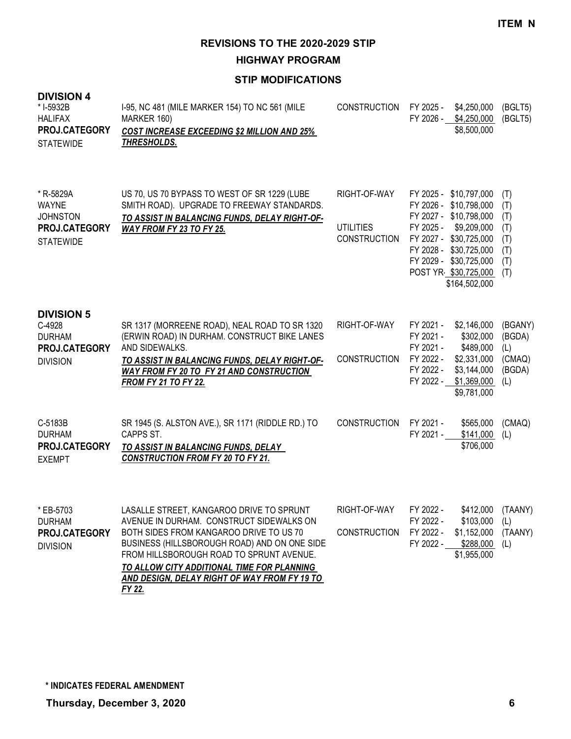ITEM N

# REVISIONS TO THE 2020-2029 STIP

## HIGHWAY PROGRAM

### STIP MODIFICATIONS

## DIVISION 4

| Project | Description | Phase | Year | Amount | Fund |
|---|---|---|---|---|---|
| * I-5932B<br>HALIFAX<br>**PROJ.CATEGORY**<br>STATEWIDE | I-95, NC 481 (MILE MARKER 154) TO NC 561 (MILE MARKER 160)<br>***COST INCREASE EXCEEDING $2 MILLION AND 25% THRESHOLDS.*** | CONSTRUCTION | FY 2025 - | $4,250,000 | (BGLT5) |
| | | | FY 2026 - | $4,250,000 | (BGLT5) |
| | | | | $8,500,000 | |
| * R-5829A<br>WAYNE<br>JOHNSTON<br>**PROJ.CATEGORY**<br>STATEWIDE | US 70, US 70 BYPASS TO WEST OF SR 1229 (LUBE SMITH ROAD). UPGRADE TO FREEWAY STANDARDS.<br>***TO ASSIST IN BALANCING FUNDS, DELAY RIGHT-OF-WAY FROM FY 23 TO FY 25.*** | RIGHT-OF-WAY | FY 2025 - | $10,797,000 | (T) |
| | | | FY 2026 - | $10,798,000 | (T) |
| | | | FY 2027 - | $10,798,000 | (T) |
| | | UTILITIES | FY 2025 - | $9,209,000 | (T) |
| | | CONSTRUCTION | FY 2027 - | $30,725,000 | (T) |
| | | | FY 2028 - | $30,725,000 | (T) |
| | | | FY 2029 - | $30,725,000 | (T) |
| | | | POST YR- | $30,725,000 | (T) |
| | | | | $164,502,000 | |

## DIVISION 5

| Project | Description | Phase | Year | Amount | Fund |
|---|---|---|---|---|---|
| C-4928<br>DURHAM<br>**PROJ.CATEGORY**<br>DIVISION | SR 1317 (MORREENE ROAD), NEAL ROAD TO SR 1320 (ERWIN ROAD) IN DURHAM. CONSTRUCT BIKE LANES AND SIDEWALKS.<br>***TO ASSIST IN BALANCING FUNDS, DELAY RIGHT-OF-WAY FROM FY 20 TO FY 21 AND CONSTRUCTION FROM FY 21 TO FY 22.*** | RIGHT-OF-WAY | FY 2021 - | $2,146,000 | (BGANY) |
| | | | FY 2021 - | $302,000 | (BGDA) |
| | | | FY 2021 - | $489,000 | (L) |
| | | CONSTRUCTION | FY 2022 - | $2,331,000 | (CMAQ) |
| | | | FY 2022 - | $3,144,000 | (BGDA) |
| | | | FY 2022 - | $1,369,000 | (L) |
| | | | | $9,781,000 | |
| C-5183B<br>DURHAM<br>**PROJ.CATEGORY**<br>EXEMPT | SR 1945 (S. ALSTON AVE.), SR 1171 (RIDDLE RD.) TO CAPPS ST.<br>***TO ASSIST IN BALANCING FUNDS, DELAY CONSTRUCTION FROM FY 20 TO FY 21.*** | CONSTRUCTION | FY 2021 - | $565,000 | (CMAQ) |
| | | | FY 2021 - | $141,000 | (L) |
| | | | | $706,000 | |
| * EB-5703<br>DURHAM<br>**PROJ.CATEGORY**<br>DIVISION | LASALLE STREET, KANGAROO DRIVE TO SPRUNT AVENUE IN DURHAM. CONSTRUCT SIDEWALKS ON BOTH SIDES FROM KANGAROO DRIVE TO US 70 BUSINESS (HILLSBOROUGH ROAD) AND ON ONE SIDE FROM HILLSBOROUGH ROAD TO SPRUNT AVENUE.<br>***TO ALLOW CITY ADDITIONAL TIME FOR PLANNING AND DESIGN, DELAY RIGHT OF WAY FROM FY 19 TO FY 22.*** | RIGHT-OF-WAY | FY 2022 - | $412,000 | (TAANY) |
| | | | FY 2022 - | $103,000 | (L) |
| | | CONSTRUCTION | FY 2022 - | $1,152,000 | (TAANY) |
| | | | FY 2022 - | $288,000 | (L) |
| | | | | $1,955,000 | |

**\* INDICATES FEDERAL AMENDMENT**

**Thursday, December 3, 2020**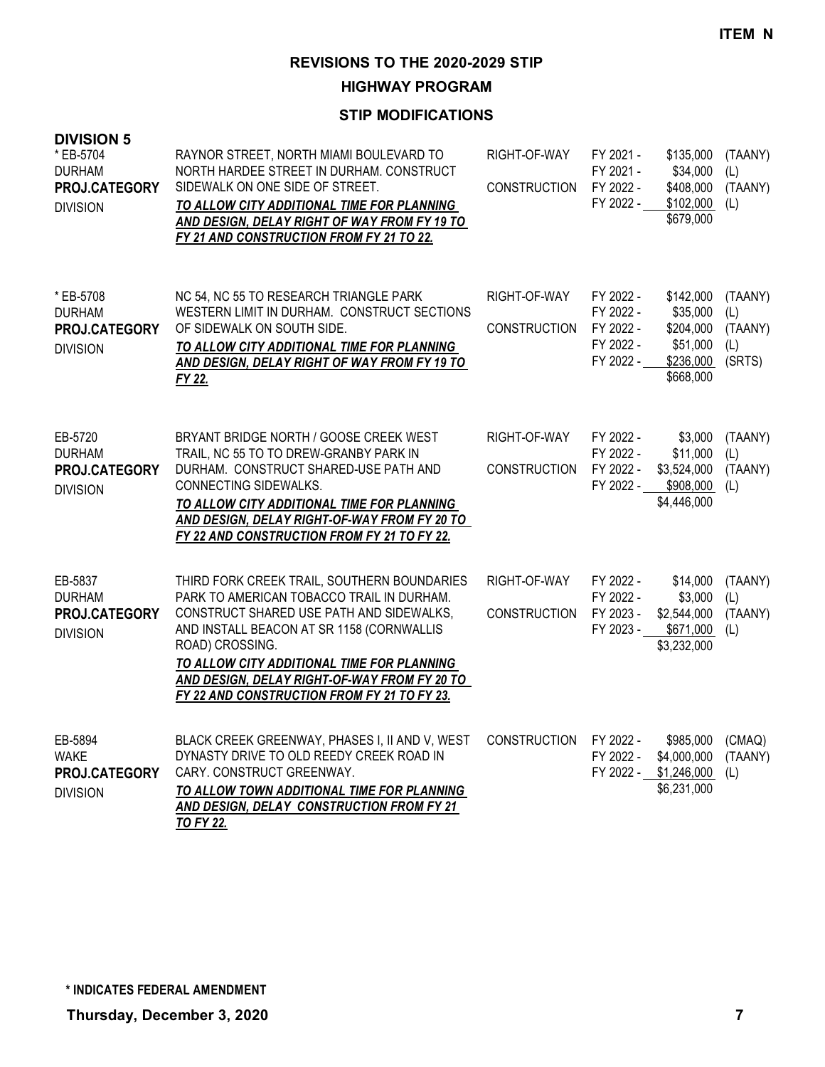ITEM N

# REVISIONS TO THE 2020-2029 STIP

## HIGHWAY PROGRAM

## STIP MODIFICATIONS

### DIVISION 5

| Project | Description | Phase | Fiscal Year | Amount | Source |
|---|---|---|---|---|---|
| * EB-5704<br>DURHAM<br>**PROJ.CATEGORY**<br>DIVISION | RAYNOR STREET, NORTH MIAMI BOULEVARD TO NORTH HARDEE STREET IN DURHAM. CONSTRUCT SIDEWALK ON ONE SIDE OF STREET.<br>***TO ALLOW CITY ADDITIONAL TIME FOR PLANNING AND DESIGN, DELAY RIGHT OF WAY FROM FY 19 TO FY 21 AND CONSTRUCTION FROM FY 21 TO 22.*** | RIGHT-OF-WAY | FY 2021 - | $135,000 | (TAANY) |
| | | | FY 2021 - | $34,000 | (L) |
| | | CONSTRUCTION | FY 2022 - | $408,000 | (TAANY) |
| | | | FY 2022 - | $102,000 | (L) |
| | | | | $679,000 | |
| * EB-5708<br>DURHAM<br>**PROJ.CATEGORY**<br>DIVISION | NC 54, NC 55 TO RESEARCH TRIANGLE PARK WESTERN LIMIT IN DURHAM. CONSTRUCT SECTIONS OF SIDEWALK ON SOUTH SIDE.<br>***TO ALLOW CITY ADDITIONAL TIME FOR PLANNING AND DESIGN, DELAY RIGHT OF WAY FROM FY 19 TO FY 22.*** | RIGHT-OF-WAY | FY 2022 - | $142,000 | (TAANY) |
| | | | FY 2022 - | $35,000 | (L) |
| | | CONSTRUCTION | FY 2022 - | $204,000 | (TAANY) |
| | | | FY 2022 - | $51,000 | (L) |
| | | | FY 2022 - | $236,000 | (SRTS) |
| | | | | $668,000 | |
| EB-5720<br>DURHAM<br>**PROJ.CATEGORY**<br>DIVISION | BRYANT BRIDGE NORTH / GOOSE CREEK WEST TRAIL, NC 55 TO TO DREW-GRANBY PARK IN DURHAM. CONSTRUCT SHARED-USE PATH AND CONNECTING SIDEWALKS.<br>***TO ALLOW CITY ADDITIONAL TIME FOR PLANNING AND DESIGN, DELAY RIGHT-OF-WAY FROM FY 20 TO FY 22 AND CONSTRUCTION FROM FY 21 TO FY 22.*** | RIGHT-OF-WAY | FY 2022 - | $3,000 | (TAANY) |
| | | | FY 2022 - | $11,000 | (L) |
| | | CONSTRUCTION | FY 2022 - | $3,524,000 | (TAANY) |
| | | | FY 2022 - | $908,000 | (L) |
| | | | | $4,446,000 | |
| EB-5837<br>DURHAM<br>**PROJ.CATEGORY**<br>DIVISION | THIRD FORK CREEK TRAIL, SOUTHERN BOUNDARIES PARK TO AMERICAN TOBACCO TRAIL IN DURHAM. CONSTRUCT SHARED USE PATH AND SIDEWALKS, AND INSTALL BEACON AT SR 1158 (CORNWALLIS ROAD) CROSSING.<br>***TO ALLOW CITY ADDITIONAL TIME FOR PLANNING AND DESIGN, DELAY RIGHT-OF-WAY FROM FY 20 TO FY 22 AND CONSTRUCTION FROM FY 21 TO FY 23.*** | RIGHT-OF-WAY | FY 2022 - | $14,000 | (TAANY) |
| | | | FY 2022 - | $3,000 | (L) |
| | | CONSTRUCTION | FY 2023 - | $2,544,000 | (TAANY) |
| | | | FY 2023 - | $671,000 | (L) |
| | | | | $3,232,000 | |
| EB-5894<br>WAKE<br>**PROJ.CATEGORY**<br>DIVISION | BLACK CREEK GREENWAY, PHASES I, II AND V, WEST DYNASTY DRIVE TO OLD REEDY CREEK ROAD IN CARY. CONSTRUCT GREENWAY.<br>***TO ALLOW TOWN ADDITIONAL TIME FOR PLANNING AND DESIGN, DELAY CONSTRUCTION FROM FY 21 TO FY 22.*** | CONSTRUCTION | FY 2022 - | $985,000 | (CMAQ) |
| | | | FY 2022 - | $4,000,000 | (TAANY) |
| | | | FY 2022 - | $1,246,000 | (L) |
| | | | | $6,231,000 | |

**\* INDICATES FEDERAL AMENDMENT**

**Thursday, December 3, 2020**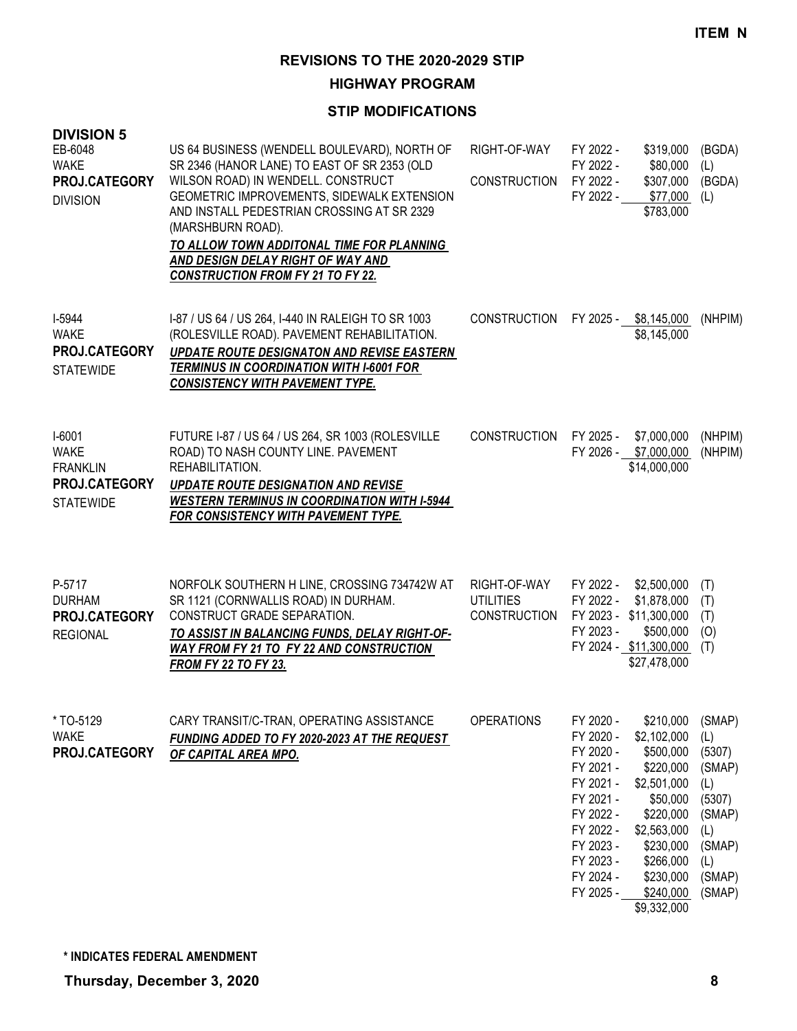ITEM N

# REVISIONS TO THE 2020-2029 STIP

## HIGHWAY PROGRAM

### STIP MODIFICATIONS

**DIVISION 5**

| Project | Description | Phase | Funding | | Source |
|---|---|---|---|---|---|
| EB-6048<br>WAKE<br>**PROJ.CATEGORY**<br>DIVISION | US 64 BUSINESS (WENDELL BOULEVARD), NORTH OF SR 2346 (HANOR LANE) TO EAST OF SR 2353 (OLD WILSON ROAD) IN WENDELL. CONSTRUCT GEOMETRIC IMPROVEMENTS, SIDEWALK EXTENSION AND INSTALL PEDESTRIAN CROSSING AT SR 2329 (MARSHBURN ROAD).<br>***TO ALLOW TOWN ADDITONAL TIME FOR PLANNING AND DESIGN DELAY RIGHT OF WAY AND CONSTRUCTION FROM FY 21 TO FY 22.*** | RIGHT-OF-WAY | FY 2022 - | $319,000 | (BGDA) |
| | | | FY 2022 - | $80,000 | (L) |
| | | CONSTRUCTION | FY 2022 - | $307,000 | (BGDA) |
| | | | FY 2022 - | $77,000 | (L) |
| | | | | $783,000 | |
| I-5944<br>WAKE<br>**PROJ.CATEGORY**<br>STATEWIDE | I-87 / US 64 / US 264, I-440 IN RALEIGH TO SR 1003 (ROLESVILLE ROAD). PAVEMENT REHABILITATION.<br>***UPDATE ROUTE DESIGNATON AND REVISE EASTERN TERMINUS IN COORDINATION WITH I-6001 FOR CONSISTENCY WITH PAVEMENT TYPE.*** | CONSTRUCTION | FY 2025 - | $8,145,000 | (NHPIM) |
| | | | | $8,145,000 | |
| I-6001<br>WAKE<br>FRANKLIN<br>**PROJ.CATEGORY**<br>STATEWIDE | FUTURE I-87 / US 64 / US 264, SR 1003 (ROLESVILLE ROAD) TO NASH COUNTY LINE. PAVEMENT REHABILITATION.<br>***UPDATE ROUTE DESIGNATION AND REVISE WESTERN TERMINUS IN COORDINATION WITH I-5944 FOR CONSISTENCY WITH PAVEMENT TYPE.*** | CONSTRUCTION | FY 2025 - | $7,000,000 | (NHPIM) |
| | | | FY 2026 - | $7,000,000 | (NHPIM) |
| | | | | $14,000,000 | |
| P-5717<br>DURHAM<br>**PROJ.CATEGORY**<br>REGIONAL | NORFOLK SOUTHERN H LINE, CROSSING 734742W AT SR 1121 (CORNWALLIS ROAD) IN DURHAM. CONSTRUCT GRADE SEPARATION.<br>***TO ASSIST IN BALANCING FUNDS, DELAY RIGHT-OF-WAY FROM FY 21 TO FY 22 AND CONSTRUCTION FROM FY 22 TO FY 23.*** | RIGHT-OF-WAY | FY 2022 - | $2,500,000 | (T) |
| | | UTILITIES | FY 2022 - | $1,878,000 | (T) |
| | | CONSTRUCTION | FY 2023 - | $11,300,000 | (T) |
| | | | FY 2023 - | $500,000 | (O) |
| | | | FY 2024 - | $11,300,000 | (T) |
| | | | | $27,478,000 | |
| * TO-5129<br>WAKE<br>**PROJ.CATEGORY** | CARY TRANSIT/C-TRAN, OPERATING ASSISTANCE<br>***FUNDING ADDED TO FY 2020-2023 AT THE REQUEST OF CAPITAL AREA MPO.*** | OPERATIONS | FY 2020 - | $210,000 | (SMAP) |
| | | | FY 2020 - | $2,102,000 | (L) |
| | | | FY 2020 - | $500,000 | (5307) |
| | | | FY 2021 - | $220,000 | (SMAP) |
| | | | FY 2021 - | $2,501,000 | (L) |
| | | | FY 2021 - | $50,000 | (5307) |
| | | | FY 2022 - | $220,000 | (SMAP) |
| | | | FY 2022 - | $2,563,000 | (L) |
| | | | FY 2023 - | $230,000 | (SMAP) |
| | | | FY 2023 - | $266,000 | (L) |
| | | | FY 2024 - | $230,000 | (SMAP) |
| | | | FY 2025 - | $240,000 | (SMAP) |
| | | | | $9,332,000 | |

**\* INDICATES FEDERAL AMENDMENT**

**Thursday, December 3, 2020**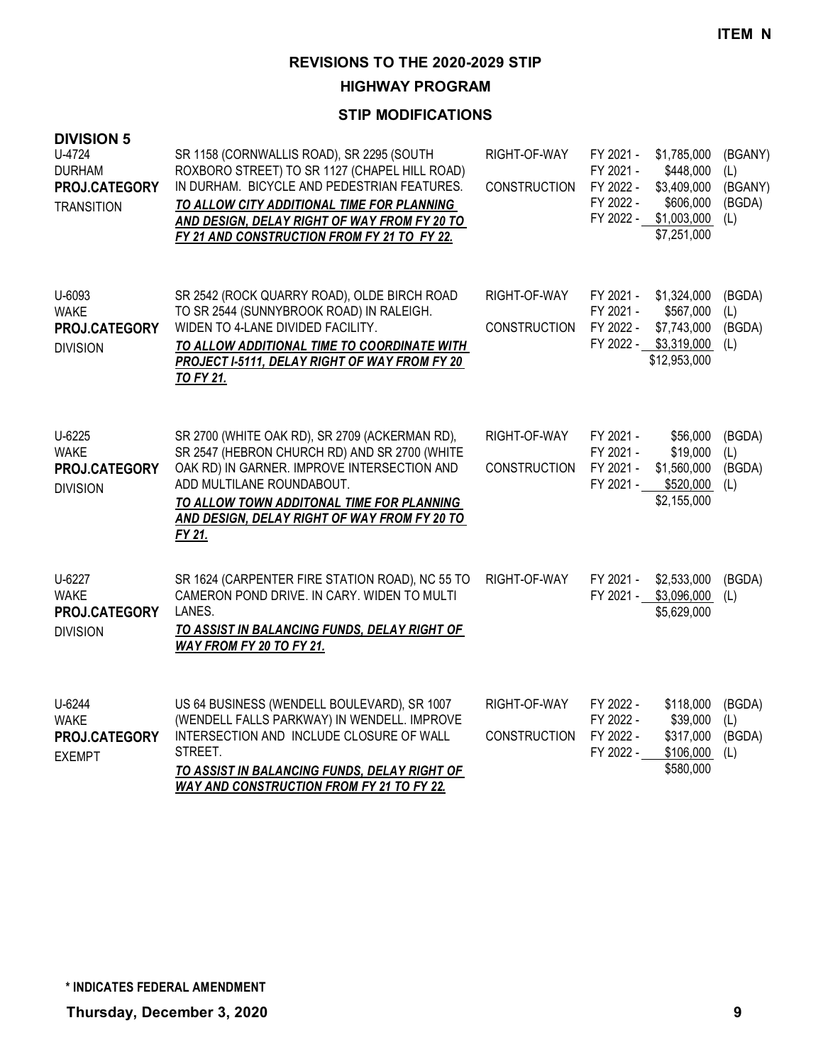**ITEM N**

# REVISIONS TO THE 2020-2029 STIP

## HIGHWAY PROGRAM

### STIP MODIFICATIONS

**DIVISION 5**

| Project | Description | Phase | Fiscal Year | Amount | Fund |
|---|---|---|---|---|---|
| U-4724<br>DURHAM<br>**PROJ.CATEGORY**<br>TRANSITION | SR 1158 (CORNWALLIS ROAD), SR 2295 (SOUTH ROXBORO STREET) TO SR 1127 (CHAPEL HILL ROAD) IN DURHAM. BICYCLE AND PEDESTRIAN FEATURES.<br>***TO ALLOW CITY ADDITIONAL TIME FOR PLANNING AND DESIGN, DELAY RIGHT OF WAY FROM FY 20 TO FY 21 AND CONSTRUCTION FROM FY 21 TO FY 22.*** | RIGHT-OF-WAY | FY 2021 - | $1,785,000 | (BGANY) |
| | | | FY 2021 - | $448,000 | (L) |
| | | CONSTRUCTION | FY 2022 - | $3,409,000 | (BGANY) |
| | | | FY 2022 - | $606,000 | (BGDA) |
| | | | FY 2022 - | $1,003,000 | (L) |
| | | | | $7,251,000 | |
| U-6093<br>WAKE<br>**PROJ.CATEGORY**<br>DIVISION | SR 2542 (ROCK QUARRY ROAD), OLDE BIRCH ROAD TO SR 2544 (SUNNYBROOK ROAD) IN RALEIGH. WIDEN TO 4-LANE DIVIDED FACILITY.<br>***TO ALLOW ADDITIONAL TIME TO COORDINATE WITH PROJECT I-5111, DELAY RIGHT OF WAY FROM FY 20 TO FY 21.*** | RIGHT-OF-WAY | FY 2021 - | $1,324,000 | (BGDA) |
| | | | FY 2021 - | $567,000 | (L) |
| | | CONSTRUCTION | FY 2022 - | $7,743,000 | (BGDA) |
| | | | FY 2022 - | $3,319,000 | (L) |
| | | | | $12,953,000 | |
| U-6225<br>WAKE<br>**PROJ.CATEGORY**<br>DIVISION | SR 2700 (WHITE OAK RD), SR 2709 (ACKERMAN RD), SR 2547 (HEBRON CHURCH RD) AND SR 2700 (WHITE OAK RD) IN GARNER. IMPROVE INTERSECTION AND ADD MULTILANE ROUNDABOUT.<br>***TO ALLOW TOWN ADDITONAL TIME FOR PLANNING AND DESIGN, DELAY RIGHT OF WAY FROM FY 20 TO FY 21.*** | RIGHT-OF-WAY | FY 2021 - | $56,000 | (BGDA) |
| | | | FY 2021 - | $19,000 | (L) |
| | | CONSTRUCTION | FY 2021 - | $1,560,000 | (BGDA) |
| | | | FY 2021 - | $520,000 | (L) |
| | | | | $2,155,000 | |
| U-6227<br>WAKE<br>**PROJ.CATEGORY**<br>DIVISION | SR 1624 (CARPENTER FIRE STATION ROAD), NC 55 TO CAMERON POND DRIVE. IN CARY. WIDEN TO MULTI LANES.<br>***TO ASSIST IN BALANCING FUNDS, DELAY RIGHT OF WAY FROM FY 20 TO FY 21.*** | RIGHT-OF-WAY | FY 2021 - | $2,533,000 | (BGDA) |
| | | | FY 2021 - | $3,096,000 | (L) |
| | | | | $5,629,000 | |
| U-6244<br>WAKE<br>**PROJ.CATEGORY**<br>EXEMPT | US 64 BUSINESS (WENDELL BOULEVARD), SR 1007 (WENDELL FALLS PARKWAY) IN WENDELL. IMPROVE INTERSECTION AND INCLUDE CLOSURE OF WALL STREET.<br>***TO ASSIST IN BALANCING FUNDS, DELAY RIGHT OF WAY AND CONSTRUCTION FROM FY 21 TO FY 22.*** | RIGHT-OF-WAY | FY 2022 - | $118,000 | (BGDA) |
| | | | FY 2022 - | $39,000 | (L) |
| | | CONSTRUCTION | FY 2022 - | $317,000 | (BGDA) |
| | | | FY 2022 - | $106,000 | (L) |
| | | | | $580,000 | |

**\* INDICATES FEDERAL AMENDMENT**

**Thursday, December 3, 2020**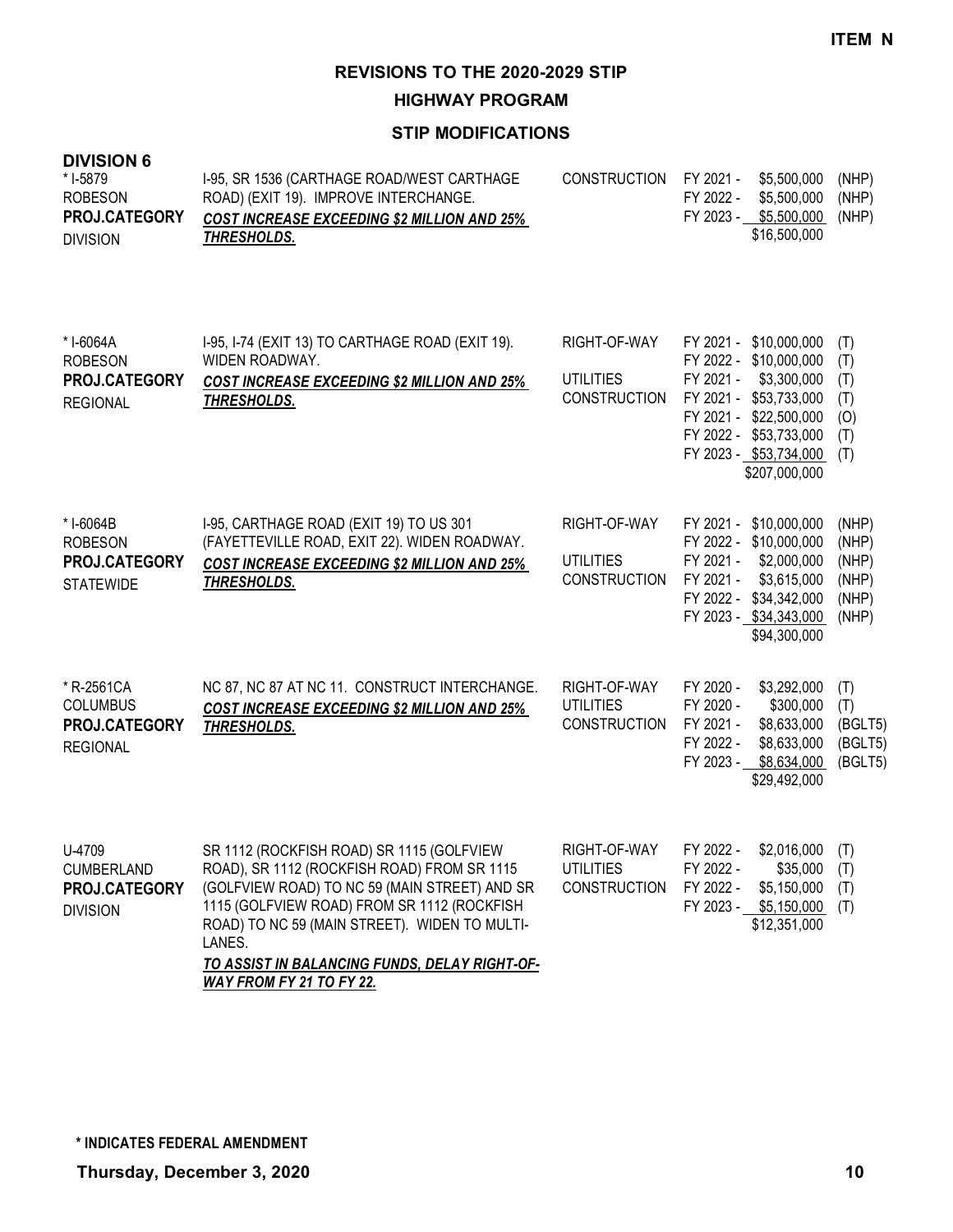ITEM N

# REVISIONS TO THE 2020-2029 STIP

## HIGHWAY PROGRAM

### STIP MODIFICATIONS

**DIVISION 6**

| Project | Description | Work Type | Funding | Source |
|---|---|---|---|---|
| * I-5879<br>ROBESON<br>**PROJ.CATEGORY**<br>DIVISION | I-95, SR 1536 (CARTHAGE ROAD/WEST CARTHAGE ROAD) (EXIT 19). IMPROVE INTERCHANGE.<br>***COST INCREASE EXCEEDING $2 MILLION AND 25% THRESHOLDS.*** | CONSTRUCTION | FY 2021 - $5,500,000<br>FY 2022 - $5,500,000<br>FY 2023 - $5,500,000<br>$16,500,000 | (NHP)<br>(NHP)<br>(NHP) |
| * I-6064A<br>ROBESON<br>**PROJ.CATEGORY**<br>REGIONAL | I-95, I-74 (EXIT 13) TO CARTHAGE ROAD (EXIT 19). WIDEN ROADWAY.<br>***COST INCREASE EXCEEDING $2 MILLION AND 25% THRESHOLDS.*** | RIGHT-OF-WAY<br><br>UTILITIES<br>CONSTRUCTION | FY 2021 - $10,000,000<br>FY 2022 - $10,000,000<br>FY 2021 - $3,300,000<br>FY 2021 - $53,733,000<br>FY 2021 - $22,500,000<br>FY 2022 - $53,733,000<br>FY 2023 - $53,734,000<br>$207,000,000 | (T)<br>(T)<br>(T)<br>(T)<br>(O)<br>(T)<br>(T) |
| * I-6064B<br>ROBESON<br>**PROJ.CATEGORY**<br>STATEWIDE | I-95, CARTHAGE ROAD (EXIT 19) TO US 301 (FAYETTEVILLE ROAD, EXIT 22). WIDEN ROADWAY.<br>***COST INCREASE EXCEEDING $2 MILLION AND 25% THRESHOLDS.*** | RIGHT-OF-WAY<br><br>UTILITIES<br>CONSTRUCTION | FY 2021 - $10,000,000<br>FY 2022 - $10,000,000<br>FY 2021 - $2,000,000<br>FY 2021 - $3,615,000<br>FY 2022 - $34,342,000<br>FY 2023 - $34,343,000<br>$94,300,000 | (NHP)<br>(NHP)<br>(NHP)<br>(NHP)<br>(NHP)<br>(NHP) |
| * R-2561CA<br>COLUMBUS<br>**PROJ.CATEGORY**<br>REGIONAL | NC 87, NC 87 AT NC 11. CONSTRUCT INTERCHANGE.<br>***COST INCREASE EXCEEDING $2 MILLION AND 25% THRESHOLDS.*** | RIGHT-OF-WAY<br>UTILITIES<br>CONSTRUCTION | FY 2020 - $3,292,000<br>FY 2020 - $300,000<br>FY 2021 - $8,633,000<br>FY 2022 - $8,633,000<br>FY 2023 - $8,634,000<br>$29,492,000 | (T)<br>(T)<br>(BGLT5)<br>(BGLT5)<br>(BGLT5) |
| U-4709<br>CUMBERLAND<br>**PROJ.CATEGORY**<br>DIVISION | SR 1112 (ROCKFISH ROAD) SR 1115 (GOLFVIEW ROAD), SR 1112 (ROCKFISH ROAD) FROM SR 1115 (GOLFVIEW ROAD) TO NC 59 (MAIN STREET) AND SR 1115 (GOLFVIEW ROAD) FROM SR 1112 (ROCKFISH ROAD) TO NC 59 (MAIN STREET). WIDEN TO MULTI-LANES.<br>***TO ASSIST IN BALANCING FUNDS, DELAY RIGHT-OF-WAY FROM FY 21 TO FY 22.*** | RIGHT-OF-WAY<br>UTILITIES<br>CONSTRUCTION | FY 2022 - $2,016,000<br>FY 2022 - $35,000<br>FY 2022 - $5,150,000<br>FY 2023 - $5,150,000<br>$12,351,000 | (T)<br>(T)<br>(T)<br>(T) |

**\* INDICATES FEDERAL AMENDMENT**

**Thursday, December 3, 2020**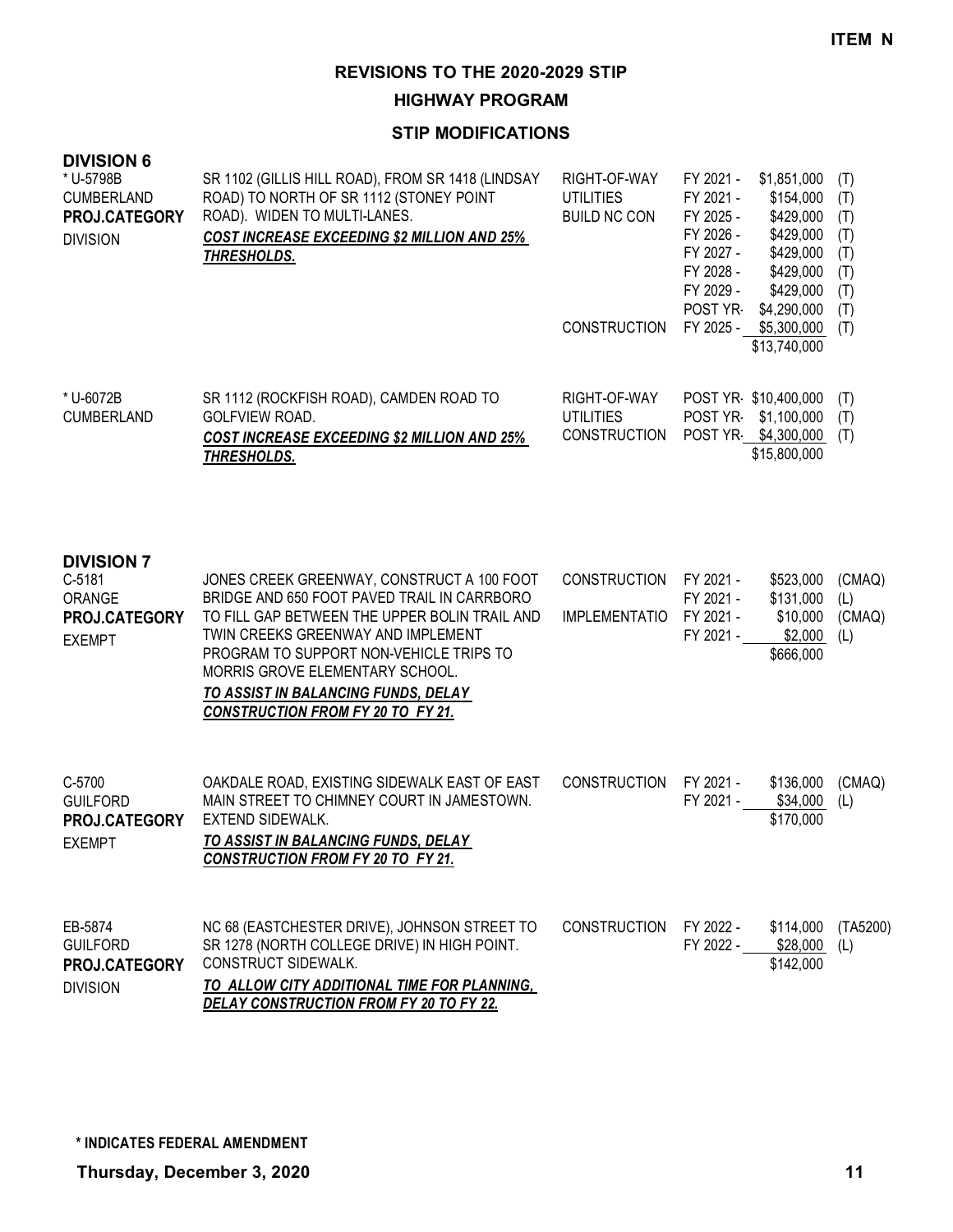**ITEM N**

# REVISIONS TO THE 2020-2029 STIP

## HIGHWAY PROGRAM

### STIP MODIFICATIONS

**DIVISION 6**

| Project | Description | Work Type | Fiscal Year | Amount | Fund |
|---|---|---|---|---|---|
| * U-5798B<br>CUMBERLAND<br>**PROJ.CATEGORY**<br>DIVISION | SR 1102 (GILLIS HILL ROAD), FROM SR 1418 (LINDSAY ROAD) TO NORTH OF SR 1112 (STONEY POINT ROAD). WIDEN TO MULTI-LANES.<br>***COST INCREASE EXCEEDING $2 MILLION AND 25% THRESHOLDS.*** | RIGHT-OF-WAY | FY 2021 - | $1,851,000 | (T) |
| | | UTILITIES | FY 2021 - | $154,000 | (T) |
| | | BUILD NC CON | FY 2025 - | $429,000 | (T) |
| | | | FY 2026 - | $429,000 | (T) |
| | | | FY 2027 - | $429,000 | (T) |
| | | | FY 2028 - | $429,000 | (T) |
| | | | FY 2029 - | $429,000 | (T) |
| | | | POST YR- | $4,290,000 | (T) |
| | | CONSTRUCTION | FY 2025 - | $5,300,000 | (T) |
| | | | | $13,740,000 | |
| * U-6072B<br>CUMBERLAND | SR 1112 (ROCKFISH ROAD), CAMDEN ROAD TO GOLFVIEW ROAD.<br>***COST INCREASE EXCEEDING $2 MILLION AND 25% THRESHOLDS.*** | RIGHT-OF-WAY | POST YR- | $10,400,000 | (T) |
| | | UTILITIES | POST YR- | $1,100,000 | (T) |
| | | CONSTRUCTION | POST YR- | $4,300,000 | (T) |
| | | | | $15,800,000 | |

**DIVISION 7**

| Project | Description | Work Type | Fiscal Year | Amount | Fund |
|---|---|---|---|---|---|
| C-5181<br>ORANGE<br>**PROJ.CATEGORY**<br>EXEMPT | JONES CREEK GREENWAY, CONSTRUCT A 100 FOOT BRIDGE AND 650 FOOT PAVED TRAIL IN CARRBORO TO FILL GAP BETWEEN THE UPPER BOLIN TRAIL AND TWIN CREEKS GREENWAY AND IMPLEMENT PROGRAM TO SUPPORT NON-VEHICLE TRIPS TO MORRIS GROVE ELEMENTARY SCHOOL.<br>***TO ASSIST IN BALANCING FUNDS, DELAY CONSTRUCTION FROM FY 20 TO FY 21.*** | CONSTRUCTION | FY 2021 - | $523,000 | (CMAQ) |
| | | | FY 2021 - | $131,000 | (L) |
| | | IMPLEMENTATIO | FY 2021 - | $10,000 | (CMAQ) |
| | | | FY 2021 - | $2,000 | (L) |
| | | | | $666,000 | |
| C-5700<br>GUILFORD<br>**PROJ.CATEGORY**<br>EXEMPT | OAKDALE ROAD, EXISTING SIDEWALK EAST OF EAST MAIN STREET TO CHIMNEY COURT IN JAMESTOWN. EXTEND SIDEWALK.<br>***TO ASSIST IN BALANCING FUNDS, DELAY CONSTRUCTION FROM FY 20 TO FY 21.*** | CONSTRUCTION | FY 2021 - | $136,000 | (CMAQ) |
| | | | FY 2021 - | $34,000 | (L) |
| | | | | $170,000 | |
| EB-5874<br>GUILFORD<br>**PROJ.CATEGORY**<br>DIVISION | NC 68 (EASTCHESTER DRIVE), JOHNSON STREET TO SR 1278 (NORTH COLLEGE DRIVE) IN HIGH POINT. CONSTRUCT SIDEWALK.<br>***TO ALLOW CITY ADDITIONAL TIME FOR PLANNING, DELAY CONSTRUCTION FROM FY 20 TO FY 22.*** | CONSTRUCTION | FY 2022 - | $114,000 | (TA5200) |
| | | | FY 2022 - | $28,000 | (L) |
| | | | | $142,000 | |

**\* INDICATES FEDERAL AMENDMENT**

**Thursday, December 3, 2020**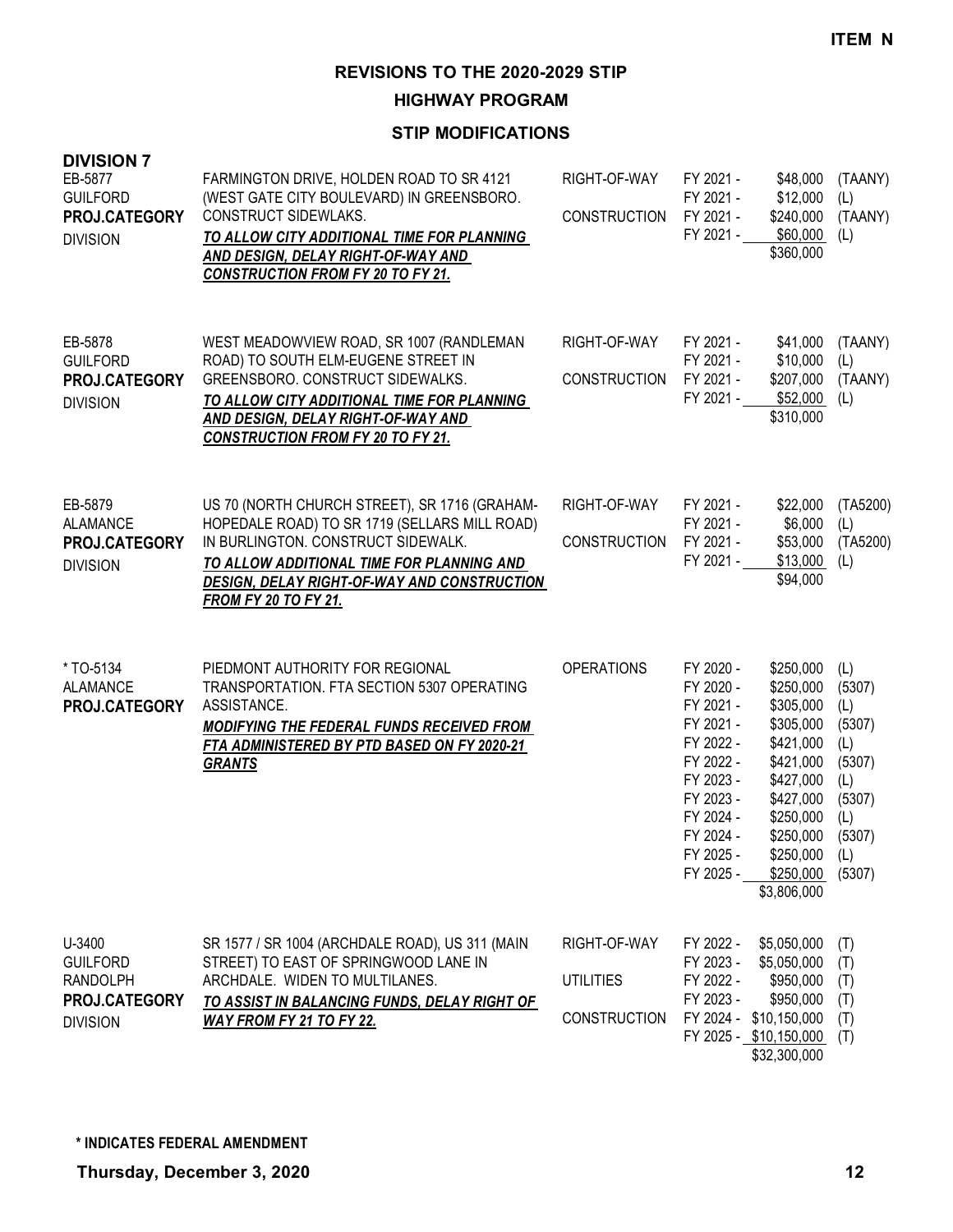**ITEM N**

# REVISIONS TO THE 2020-2029 STIP

## HIGHWAY PROGRAM

### STIP MODIFICATIONS

**DIVISION 7**

| Project | Description | Phase | Fiscal Year | Amount | Source |
|---|---|---|---|---|---|
| EB-5877<br>GUILFORD<br>**PROJ.CATEGORY**<br>DIVISION | FARMINGTON DRIVE, HOLDEN ROAD TO SR 4121 (WEST GATE CITY BOULEVARD) IN GREENSBORO. CONSTRUCT SIDEWLAKS.<br>***TO ALLOW CITY ADDITIONAL TIME FOR PLANNING AND DESIGN, DELAY RIGHT-OF-WAY AND CONSTRUCTION FROM FY 20 TO FY 21.*** | RIGHT-OF-WAY | FY 2021 - | $48,000 | (TAANY) |
| | | | FY 2021 - | $12,000 | (L) |
| | | CONSTRUCTION | FY 2021 - | $240,000 | (TAANY) |
| | | | FY 2021 - | $60,000 | (L) |
| | | | | $360,000 | |
| EB-5878<br>GUILFORD<br>**PROJ.CATEGORY**<br>DIVISION | WEST MEADOWVIEW ROAD, SR 1007 (RANDLEMAN ROAD) TO SOUTH ELM-EUGENE STREET IN GREENSBORO. CONSTRUCT SIDEWALKS.<br>***TO ALLOW CITY ADDITIONAL TIME FOR PLANNING AND DESIGN, DELAY RIGHT-OF-WAY AND CONSTRUCTION FROM FY 20 TO FY 21.*** | RIGHT-OF-WAY | FY 2021 - | $41,000 | (TAANY) |
| | | | FY 2021 - | $10,000 | (L) |
| | | CONSTRUCTION | FY 2021 - | $207,000 | (TAANY) |
| | | | FY 2021 - | $52,000 | (L) |
| | | | | $310,000 | |
| EB-5879<br>ALAMANCE<br>**PROJ.CATEGORY**<br>DIVISION | US 70 (NORTH CHURCH STREET), SR 1716 (GRAHAM-HOPEDALE ROAD) TO SR 1719 (SELLARS MILL ROAD) IN BURLINGTON. CONSTRUCT SIDEWALK.<br>***TO ALLOW ADDITIONAL TIME FOR PLANNING AND DESIGN, DELAY RIGHT-OF-WAY AND CONSTRUCTION FROM FY 20 TO FY 21.*** | RIGHT-OF-WAY | FY 2021 - | $22,000 | (TA5200) |
| | | | FY 2021 - | $6,000 | (L) |
| | | CONSTRUCTION | FY 2021 - | $53,000 | (TA5200) |
| | | | FY 2021 - | $13,000 | (L) |
| | | | | $94,000 | |
| * TO-5134<br>ALAMANCE<br>**PROJ.CATEGORY** | PIEDMONT AUTHORITY FOR REGIONAL TRANSPORTATION. FTA SECTION 5307 OPERATING ASSISTANCE.<br>***MODIFYING THE FEDERAL FUNDS RECEIVED FROM FTA ADMINISTERED BY PTD BASED ON FY 2020-21 GRANTS*** | OPERATIONS | FY 2020 - | $250,000 | (L) |
| | | | FY 2020 - | $250,000 | (5307) |
| | | | FY 2021 - | $305,000 | (L) |
| | | | FY 2021 - | $305,000 | (5307) |
| | | | FY 2022 - | $421,000 | (L) |
| | | | FY 2022 - | $421,000 | (5307) |
| | | | FY 2023 - | $427,000 | (L) |
| | | | FY 2023 - | $427,000 | (5307) |
| | | | FY 2024 - | $250,000 | (L) |
| | | | FY 2024 - | $250,000 | (5307) |
| | | | FY 2025 - | $250,000 | (L) |
| | | | FY 2025 - | $250,000 | (5307) |
| | | | | $3,806,000 | |
| U-3400<br>GUILFORD<br>RANDOLPH<br>**PROJ.CATEGORY**<br>DIVISION | SR 1577 / SR 1004 (ARCHDALE ROAD), US 311 (MAIN STREET) TO EAST OF SPRINGWOOD LANE IN ARCHDALE. WIDEN TO MULTILANES.<br>***TO ASSIST IN BALANCING FUNDS, DELAY RIGHT OF WAY FROM FY 21 TO FY 22.*** | RIGHT-OF-WAY | FY 2022 - | $5,050,000 | (T) |
| | | | FY 2023 - | $5,050,000 | (T) |
| | | UTILITIES | FY 2022 - | $950,000 | (T) |
| | | | FY 2023 - | $950,000 | (T) |
| | | CONSTRUCTION | FY 2024 - | $10,150,000 | (T) |
| | | | FY 2025 - | $10,150,000 | (T) |
| | | | | $32,300,000 | |

**\* INDICATES FEDERAL AMENDMENT**

**Thursday, December 3, 2020**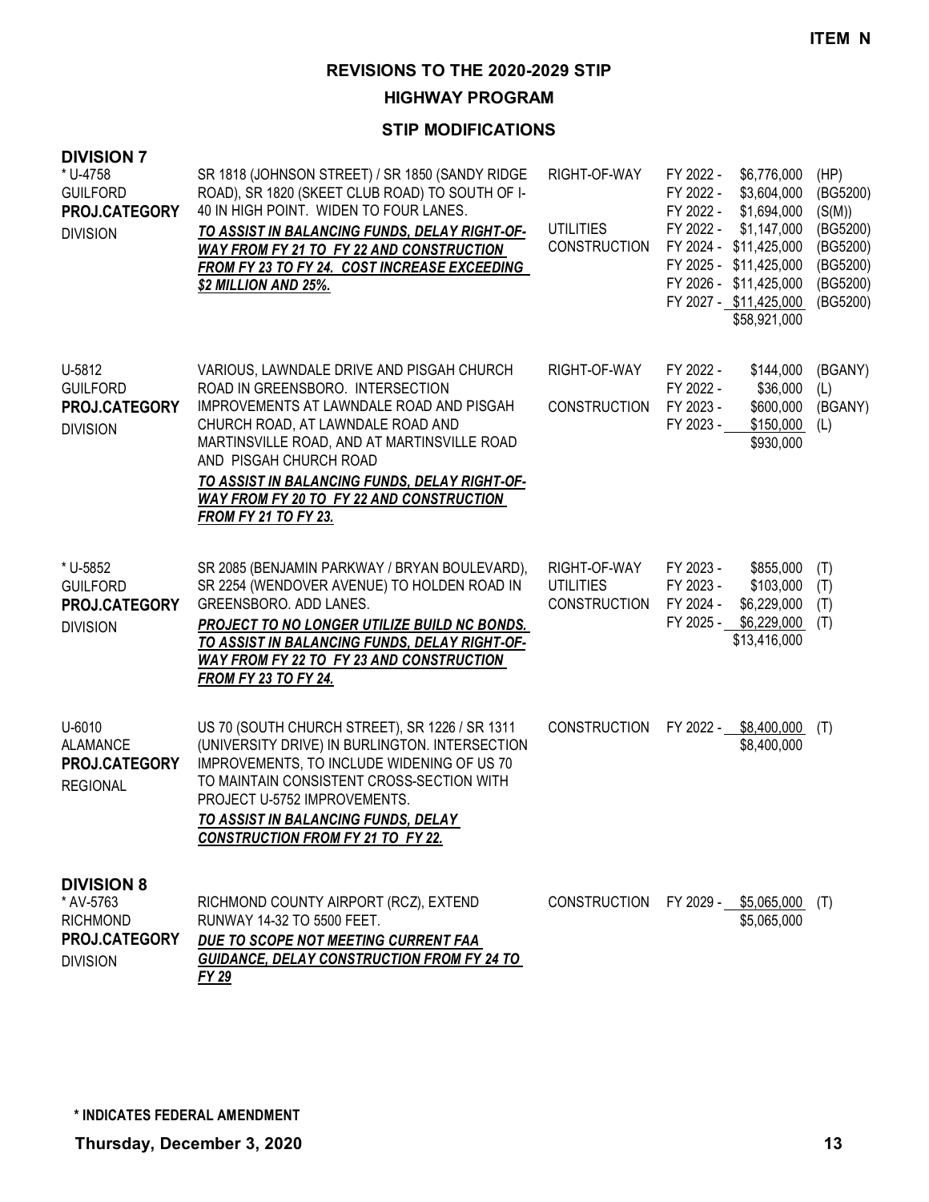**ITEM N**

# REVISIONS TO THE 2020-2029 STIP

## HIGHWAY PROGRAM

### STIP MODIFICATIONS

**DIVISION 7**

| Project | Description | Work Type | Fiscal Year | Amount | Fund |
|---|---|---|---|---|---|
| * U-4758<br>GUILFORD<br>**PROJ.CATEGORY**<br>DIVISION | SR 1818 (JOHNSON STREET) / SR 1850 (SANDY RIDGE ROAD), SR 1820 (SKEET CLUB ROAD) TO SOUTH OF I-40 IN HIGH POINT. WIDEN TO FOUR LANES.<br>***TO ASSIST IN BALANCING FUNDS, DELAY RIGHT-OF-WAY FROM FY 21 TO FY 22 AND CONSTRUCTION FROM FY 23 TO FY 24. COST INCREASE EXCEEDING $2 MILLION AND 25%.*** | RIGHT-OF-WAY | FY 2022 - | $6,776,000 | (HP) |
| | | | FY 2022 - | $3,604,000 | (BG5200) |
| | | | FY 2022 - | $1,694,000 | (S(M)) |
| | | UTILITIES | FY 2022 - | $1,147,000 | (BG5200) |
| | | CONSTRUCTION | FY 2024 - | $11,425,000 | (BG5200) |
| | | | FY 2025 - | $11,425,000 | (BG5200) |
| | | | FY 2026 - | $11,425,000 | (BG5200) |
| | | | FY 2027 - | $11,425,000 | (BG5200) |
| | | | | $58,921,000 | |
| U-5812<br>GUILFORD<br>**PROJ.CATEGORY**<br>DIVISION | VARIOUS, LAWNDALE DRIVE AND PISGAH CHURCH ROAD IN GREENSBORO. INTERSECTION IMPROVEMENTS AT LAWNDALE ROAD AND PISGAH CHURCH ROAD, AT LAWNDALE ROAD AND MARTINSVILLE ROAD, AND AT MARTINSVILLE ROAD AND PISGAH CHURCH ROAD<br>***TO ASSIST IN BALANCING FUNDS, DELAY RIGHT-OF-WAY FROM FY 20 TO FY 22 AND CONSTRUCTION FROM FY 21 TO FY 23.*** | RIGHT-OF-WAY | FY 2022 - | $144,000 | (BGANY) |
| | | | FY 2022 - | $36,000 | (L) |
| | | CONSTRUCTION | FY 2023 - | $600,000 | (BGANY) |
| | | | FY 2023 - | $150,000 | (L) |
| | | | | $930,000 | |
| * U-5852<br>GUILFORD<br>**PROJ.CATEGORY**<br>DIVISION | SR 2085 (BENJAMIN PARKWAY / BRYAN BOULEVARD), SR 2254 (WENDOVER AVENUE) TO HOLDEN ROAD IN GREENSBORO. ADD LANES.<br>***PROJECT TO NO LONGER UTILIZE BUILD NC BONDS. TO ASSIST IN BALANCING FUNDS, DELAY RIGHT-OF-WAY FROM FY 22 TO FY 23 AND CONSTRUCTION FROM FY 23 TO FY 24.*** | RIGHT-OF-WAY | FY 2023 - | $855,000 | (T) |
| | | UTILITIES | FY 2023 - | $103,000 | (T) |
| | | CONSTRUCTION | FY 2024 - | $6,229,000 | (T) |
| | | | FY 2025 - | $6,229,000 | (T) |
| | | | | $13,416,000 | |
| U-6010<br>ALAMANCE<br>**PROJ.CATEGORY**<br>REGIONAL | US 70 (SOUTH CHURCH STREET), SR 1226 / SR 1311 (UNIVERSITY DRIVE) IN BURLINGTON. INTERSECTION IMPROVEMENTS, TO INCLUDE WIDENING OF US 70 TO MAINTAIN CONSISTENT CROSS-SECTION WITH PROJECT U-5752 IMPROVEMENTS.<br>***TO ASSIST IN BALANCING FUNDS, DELAY CONSTRUCTION FROM FY 21 TO FY 22.*** | CONSTRUCTION | FY 2022 - | $8,400,000 | (T) |
| | | | | $8,400,000 | |

**DIVISION 8**

| Project | Description | Work Type | Fiscal Year | Amount | Fund |
|---|---|---|---|---|---|
| * AV-5763<br>RICHMOND<br>**PROJ.CATEGORY**<br>DIVISION | RICHMOND COUNTY AIRPORT (RCZ), EXTEND RUNWAY 14-32 TO 5500 FEET.<br>***DUE TO SCOPE NOT MEETING CURRENT FAA GUIDANCE, DELAY CONSTRUCTION FROM FY 24 TO FY 29*** | CONSTRUCTION | FY 2029 - | $5,065,000 | (T) |
| | | | | $5,065,000 | |

**\* INDICATES FEDERAL AMENDMENT**

**Thursday, December 3, 2020**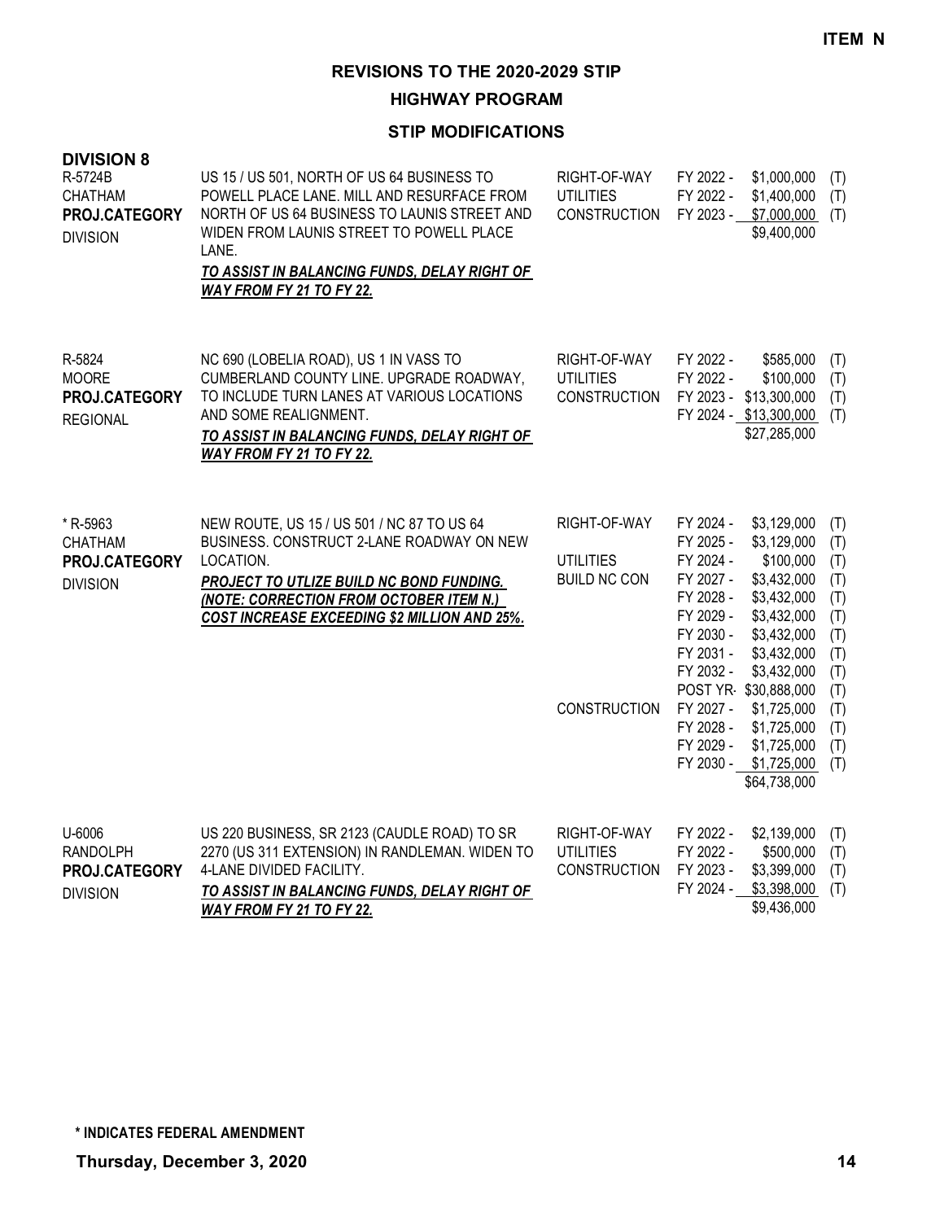**ITEM N**

## REVISIONS TO THE 2020-2029 STIP

### HIGHWAY PROGRAM

### STIP MODIFICATIONS

**DIVISION 8**

| Project | Description | Phase | Year | Amount | |
|---|---|---|---|---|---|
| R-5724B<br>CHATHAM<br>**PROJ.CATEGORY**<br>DIVISION | US 15 / US 501, NORTH OF US 64 BUSINESS TO POWELL PLACE LANE. MILL AND RESURFACE FROM NORTH OF US 64 BUSINESS TO LAUNIS STREET AND WIDEN FROM LAUNIS STREET TO POWELL PLACE LANE.<br>***TO ASSIST IN BALANCING FUNDS, DELAY RIGHT OF WAY FROM FY 21 TO FY 22.*** | RIGHT-OF-WAY | FY 2022 - | $1,000,000 | (T) |
| | | UTILITIES | FY 2022 - | $1,400,000 | (T) |
| | | CONSTRUCTION | FY 2023 - | $7,000,000 | (T) |
| | | | | $9,400,000 | |
| R-5824<br>MOORE<br>**PROJ.CATEGORY**<br>REGIONAL | NC 690 (LOBELIA ROAD), US 1 IN VASS TO CUMBERLAND COUNTY LINE. UPGRADE ROADWAY, TO INCLUDE TURN LANES AT VARIOUS LOCATIONS AND SOME REALIGNMENT.<br>***TO ASSIST IN BALANCING FUNDS, DELAY RIGHT OF WAY FROM FY 21 TO FY 22.*** | RIGHT-OF-WAY | FY 2022 - | $585,000 | (T) |
| | | UTILITIES | FY 2022 - | $100,000 | (T) |
| | | CONSTRUCTION | FY 2023 - | $13,300,000 | (T) |
| | | | FY 2024 - | $13,300,000 | (T) |
| | | | | $27,285,000 | |
| * R-5963<br>CHATHAM<br>**PROJ.CATEGORY**<br>DIVISION | NEW ROUTE, US 15 / US 501 / NC 87 TO US 64 BUSINESS. CONSTRUCT 2-LANE ROADWAY ON NEW LOCATION.<br>***PROJECT TO UTLIZE BUILD NC BOND FUNDING. (NOTE: CORRECTION FROM OCTOBER ITEM N.) COST INCREASE EXCEEDING $2 MILLION AND 25%.*** | RIGHT-OF-WAY | FY 2024 - | $3,129,000 | (T) |
| | | | FY 2025 - | $3,129,000 | (T) |
| | | UTILITIES | FY 2024 - | $100,000 | (T) |
| | | BUILD NC CON | FY 2027 - | $3,432,000 | (T) |
| | | | FY 2028 - | $3,432,000 | (T) |
| | | | FY 2029 - | $3,432,000 | (T) |
| | | | FY 2030 - | $3,432,000 | (T) |
| | | | FY 2031 - | $3,432,000 | (T) |
| | | | FY 2032 - | $3,432,000 | (T) |
| | | | POST YR- | $30,888,000 | (T) |
| | | CONSTRUCTION | FY 2027 - | $1,725,000 | (T) |
| | | | FY 2028 - | $1,725,000 | (T) |
| | | | FY 2029 - | $1,725,000 | (T) |
| | | | FY 2030 - | $1,725,000 | (T) |
| | | | | $64,738,000 | |
| U-6006<br>RANDOLPH<br>**PROJ.CATEGORY**<br>DIVISION | US 220 BUSINESS, SR 2123 (CAUDLE ROAD) TO SR 2270 (US 311 EXTENSION) IN RANDLEMAN. WIDEN TO 4-LANE DIVIDED FACILITY.<br>***TO ASSIST IN BALANCING FUNDS, DELAY RIGHT OF WAY FROM FY 21 TO FY 22.*** | RIGHT-OF-WAY | FY 2022 - | $2,139,000 | (T) |
| | | UTILITIES | FY 2022 - | $500,000 | (T) |
| | | CONSTRUCTION | FY 2023 - | $3,399,000 | (T) |
| | | | FY 2024 - | $3,398,000 | (T) |
| | | | | $9,436,000 | |

**\* INDICATES FEDERAL AMENDMENT**

**Thursday, December 3, 2020**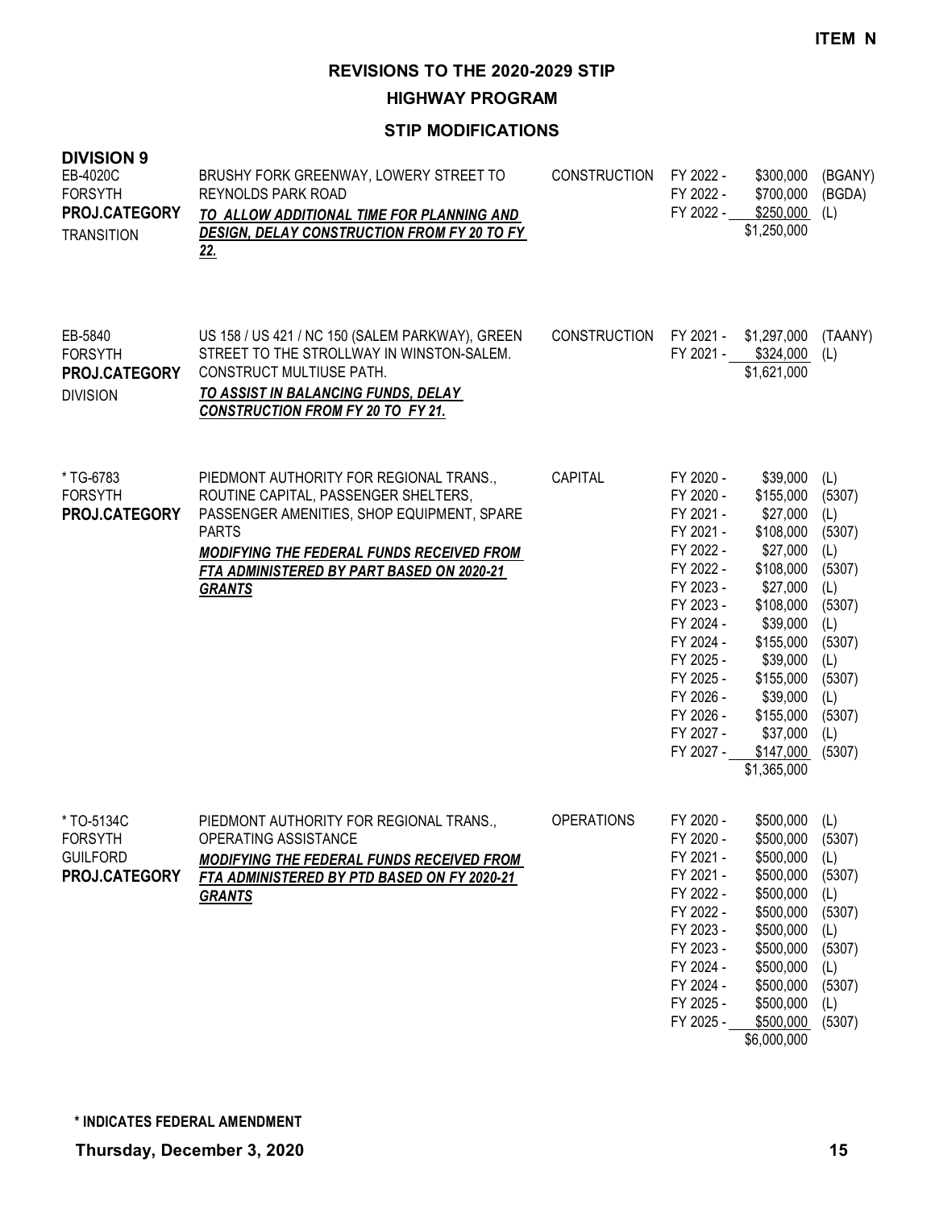**ITEM N**

# REVISIONS TO THE 2020-2029 STIP

## HIGHWAY PROGRAM

### STIP MODIFICATIONS

**DIVISION 9**

| Project | Description | Phase | Year | Amount | Source |
|---|---|---|---|---|---|
| EB-4020C<br>FORSYTH<br>**PROJ.CATEGORY**<br>TRANSITION | BRUSHY FORK GREENWAY, LOWERY STREET TO REYNOLDS PARK ROAD<br>***TO ALLOW ADDITIONAL TIME FOR PLANNING AND DESIGN, DELAY CONSTRUCTION FROM FY 20 TO FY 22.*** | CONSTRUCTION | FY 2022 - | $300,000 | (BGANY) |
| | | | FY 2022 - | $700,000 | (BGDA) |
| | | | FY 2022 - | $250,000 | (L) |
| | | | | $1,250,000 | |
| EB-5840<br>FORSYTH<br>**PROJ.CATEGORY**<br>DIVISION | US 158 / US 421 / NC 150 (SALEM PARKWAY), GREEN STREET TO THE STROLLWAY IN WINSTON-SALEM. CONSTRUCT MULTIUSE PATH.<br>***TO ASSIST IN BALANCING FUNDS, DELAY CONSTRUCTION FROM FY 20 TO FY 21.*** | CONSTRUCTION | FY 2021 - | $1,297,000 | (TAANY) |
| | | | FY 2021 - | $324,000 | (L) |
| | | | | $1,621,000 | |
| * TG-6783<br>FORSYTH<br>**PROJ.CATEGORY** | PIEDMONT AUTHORITY FOR REGIONAL TRANS., ROUTINE CAPITAL, PASSENGER SHELTERS, PASSENGER AMENITIES, SHOP EQUIPMENT, SPARE PARTS<br>***MODIFYING THE FEDERAL FUNDS RECEIVED FROM FTA ADMINISTERED BY PART BASED ON 2020-21 GRANTS*** | CAPITAL | FY 2020 - | $39,000 | (L) |
| | | | FY 2020 - | $155,000 | (5307) |
| | | | FY 2021 - | $27,000 | (L) |
| | | | FY 2021 - | $108,000 | (5307) |
| | | | FY 2022 - | $27,000 | (L) |
| | | | FY 2022 - | $108,000 | (5307) |
| | | | FY 2023 - | $27,000 | (L) |
| | | | FY 2023 - | $108,000 | (5307) |
| | | | FY 2024 - | $39,000 | (L) |
| | | | FY 2024 - | $155,000 | (5307) |
| | | | FY 2025 - | $39,000 | (L) |
| | | | FY 2025 - | $155,000 | (5307) |
| | | | FY 2026 - | $39,000 | (L) |
| | | | FY 2026 - | $155,000 | (5307) |
| | | | FY 2027 - | $37,000 | (L) |
| | | | FY 2027 - | $147,000 | (5307) |
| | | | | $1,365,000 | |
| * TO-5134C<br>FORSYTH<br>GUILFORD<br>**PROJ.CATEGORY** | PIEDMONT AUTHORITY FOR REGIONAL TRANS., OPERATING ASSISTANCE<br>***MODIFYING THE FEDERAL FUNDS RECEIVED FROM FTA ADMINISTERED BY PTD BASED ON FY 2020-21 GRANTS*** | OPERATIONS | FY 2020 - | $500,000 | (L) |
| | | | FY 2020 - | $500,000 | (5307) |
| | | | FY 2021 - | $500,000 | (L) |
| | | | FY 2021 - | $500,000 | (5307) |
| | | | FY 2022 - | $500,000 | (L) |
| | | | FY 2022 - | $500,000 | (5307) |
| | | | FY 2023 - | $500,000 | (L) |
| | | | FY 2023 - | $500,000 | (5307) |
| | | | FY 2024 - | $500,000 | (L) |
| | | | FY 2024 - | $500,000 | (5307) |
| | | | FY 2025 - | $500,000 | (L) |
| | | | FY 2025 - | $500,000 | (5307) |
| | | | | $6,000,000 | |

**\* INDICATES FEDERAL AMENDMENT**

**Thursday, December 3, 2020**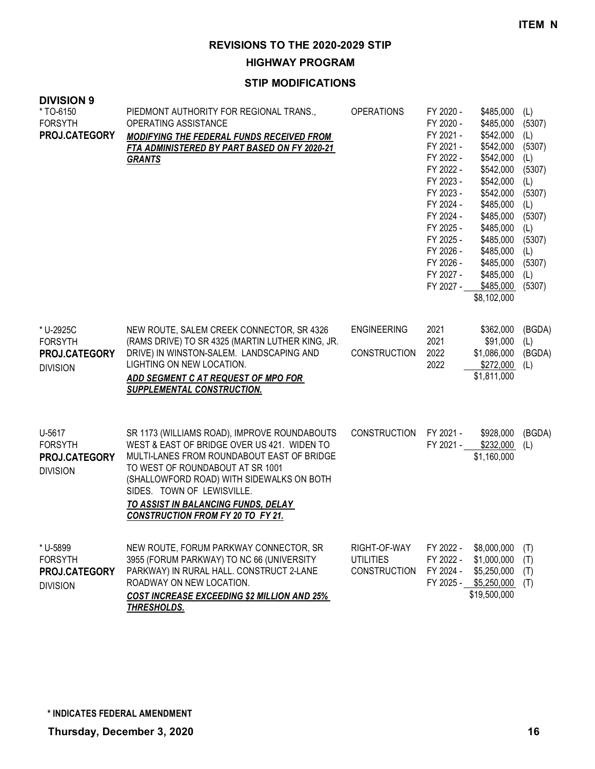**ITEM N**

# REVISIONS TO THE 2020-2029 STIP

## HIGHWAY PROGRAM

### STIP MODIFICATIONS

**DIVISION 9**

| Project | Description | Category | Year | Amount | Fund |
|---|---|---|---|---|---|
| * TO-6150<br>FORSYTH<br>**PROJ.CATEGORY** | PIEDMONT AUTHORITY FOR REGIONAL TRANS., OPERATING ASSISTANCE<br>***MODIFYING THE FEDERAL FUNDS RECEIVED FROM FTA ADMINISTERED BY PART BASED ON FY 2020-21 GRANTS*** | OPERATIONS | FY 2020 - | $485,000 | (L) |
| | | | FY 2020 - | $485,000 | (5307) |
| | | | FY 2021 - | $542,000 | (L) |
| | | | FY 2021 - | $542,000 | (5307) |
| | | | FY 2022 - | $542,000 | (L) |
| | | | FY 2022 - | $542,000 | (5307) |
| | | | FY 2023 - | $542,000 | (L) |
| | | | FY 2023 - | $542,000 | (5307) |
| | | | FY 2024 - | $485,000 | (L) |
| | | | FY 2024 - | $485,000 | (5307) |
| | | | FY 2025 - | $485,000 | (L) |
| | | | FY 2025 - | $485,000 | (5307) |
| | | | FY 2026 - | $485,000 | (L) |
| | | | FY 2026 - | $485,000 | (5307) |
| | | | FY 2027 - | $485,000 | (L) |
| | | | FY 2027 - | $485,000 | (5307) |
| | | | | $8,102,000 | |
| * U-2925C<br>FORSYTH<br>**PROJ.CATEGORY**<br>DIVISION | NEW ROUTE, SALEM CREEK CONNECTOR, SR 4326 (RAMS DRIVE) TO SR 4325 (MARTIN LUTHER KING, JR. DRIVE) IN WINSTON-SALEM. LANDSCAPING AND LIGHTING ON NEW LOCATION.<br>***ADD SEGMENT C AT REQUEST OF MPO FOR SUPPLEMENTAL CONSTRUCTION.*** | ENGINEERING | 2021 | $362,000 | (BGDA) |
| | | | 2021 | $91,000 | (L) |
| | | CONSTRUCTION | 2022 | $1,086,000 | (BGDA) |
| | | | 2022 | $272,000 | (L) |
| | | | | $1,811,000 | |
| U-5617<br>FORSYTH<br>**PROJ.CATEGORY**<br>DIVISION | SR 1173 (WILLIAMS ROAD), IMPROVE ROUNDABOUTS WEST & EAST OF BRIDGE OVER US 421. WIDEN TO MULTI-LANES FROM ROUNDABOUT EAST OF BRIDGE TO WEST OF ROUNDABOUT AT SR 1001 (SHALLOWFORD ROAD) WITH SIDEWALKS ON BOTH SIDES. TOWN OF LEWISVILLE.<br>***TO ASSIST IN BALANCING FUNDS, DELAY CONSTRUCTION FROM FY 20 TO FY 21.*** | CONSTRUCTION | FY 2021 - | $928,000 | (BGDA) |
| | | | FY 2021 - | $232,000 | (L) |
| | | | | $1,160,000 | |
| * U-5899<br>FORSYTH<br>**PROJ.CATEGORY**<br>DIVISION | NEW ROUTE, FORUM PARKWAY CONNECTOR, SR 3955 (FORUM PARKWAY) TO NC 66 (UNIVERSITY PARKWAY) IN RURAL HALL. CONSTRUCT 2-LANE ROADWAY ON NEW LOCATION.<br>***COST INCREASE EXCEEDING $2 MILLION AND 25% THRESHOLDS.*** | RIGHT-OF-WAY | FY 2022 - | $8,000,000 | (T) |
| | | UTILITIES | FY 2022 - | $1,000,000 | (T) |
| | | CONSTRUCTION | FY 2024 - | $5,250,000 | (T) |
| | | | FY 2025 - | $5,250,000 | (T) |
| | | | | $19,500,000 | |

**\* INDICATES FEDERAL AMENDMENT**

**Thursday, December 3, 2020**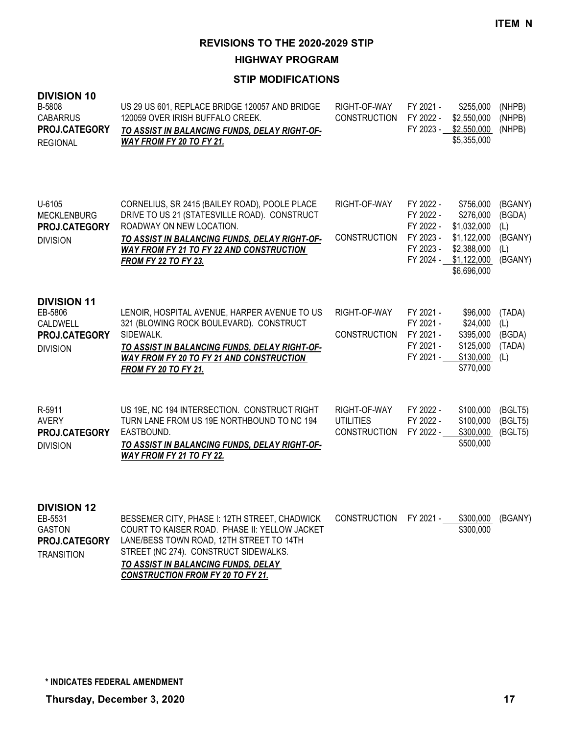**ITEM N**

# REVISIONS TO THE 2020-2029 STIP

## HIGHWAY PROGRAM

### STIP MODIFICATIONS

**DIVISION 10**

| Project | Description | Work Type | Fiscal Year | Amount | Fund |
|---|---|---|---|---|---|
| B-5808<br>CABARRUS<br>**PROJ.CATEGORY**<br>REGIONAL | US 29 US 601, REPLACE BRIDGE 120057 AND BRIDGE 120059 OVER IRISH BUFFALO CREEK.<br>***TO ASSIST IN BALANCING FUNDS, DELAY RIGHT-OF-WAY FROM FY 20 TO FY 21.*** | RIGHT-OF-WAY | FY 2021 - | $255,000 | (NHPB) |
| | | CONSTRUCTION | FY 2022 - | $2,550,000 | (NHPB) |
| | | | FY 2023 - | $2,550,000 | (NHPB) |
| | | | | $5,355,000 | |
| U-6105<br>MECKLENBURG<br>**PROJ.CATEGORY**<br>DIVISION | CORNELIUS, SR 2415 (BAILEY ROAD), POOLE PLACE DRIVE TO US 21 (STATESVILLE ROAD). CONSTRUCT ROADWAY ON NEW LOCATION.<br>***TO ASSIST IN BALANCING FUNDS, DELAY RIGHT-OF-WAY FROM FY 21 TO FY 22 AND CONSTRUCTION FROM FY 22 TO FY 23.*** | RIGHT-OF-WAY | FY 2022 - | $756,000 | (BGANY) |
| | | | FY 2022 - | $276,000 | (BGDA) |
| | | | FY 2022 - | $1,032,000 | (L) |
| | | CONSTRUCTION | FY 2023 - | $1,122,000 | (BGANY) |
| | | | FY 2023 - | $2,388,000 | (L) |
| | | | FY 2024 - | $1,122,000 | (BGANY) |
| | | | | $6,696,000 | |

**DIVISION 11**

| Project | Description | Work Type | Fiscal Year | Amount | Fund |
|---|---|---|---|---|---|
| EB-5806<br>CALDWELL<br>**PROJ.CATEGORY**<br>DIVISION | LENOIR, HOSPITAL AVENUE, HARPER AVENUE TO US 321 (BLOWING ROCK BOULEVARD). CONSTRUCT SIDEWALK.<br>***TO ASSIST IN BALANCING FUNDS, DELAY RIGHT-OF-WAY FROM FY 20 TO FY 21 AND CONSTRUCTION FROM FY 20 TO FY 21.*** | RIGHT-OF-WAY | FY 2021 - | $96,000 | (TADA) |
| | | | FY 2021 - | $24,000 | (L) |
| | | CONSTRUCTION | FY 2021 - | $395,000 | (BGDA) |
| | | | FY 2021 - | $125,000 | (TADA) |
| | | | FY 2021 - | $130,000 | (L) |
| | | | | $770,000 | |
| R-5911<br>AVERY<br>**PROJ.CATEGORY**<br>DIVISION | US 19E, NC 194 INTERSECTION. CONSTRUCT RIGHT TURN LANE FROM US 19E NORTHBOUND TO NC 194 EASTBOUND.<br>***TO ASSIST IN BALANCING FUNDS, DELAY RIGHT-OF-WAY FROM FY 21 TO FY 22.*** | RIGHT-OF-WAY | FY 2022 - | $100,000 | (BGLT5) |
| | | UTILITIES | FY 2022 - | $100,000 | (BGLT5) |
| | | CONSTRUCTION | FY 2022 - | $300,000 | (BGLT5) |
| | | | | $500,000 | |

**DIVISION 12**

| Project | Description | Work Type | Fiscal Year | Amount | Fund |
|---|---|---|---|---|---|
| EB-5531<br>GASTON<br>**PROJ.CATEGORY**<br>TRANSITION | BESSEMER CITY, PHASE I: 12TH STREET, CHADWICK COURT TO KAISER ROAD. PHASE II: YELLOW JACKET LANE/BESS TOWN ROAD, 12TH STREET TO 14TH STREET (NC 274). CONSTRUCT SIDEWALKS.<br>***TO ASSIST IN BALANCING FUNDS, DELAY CONSTRUCTION FROM FY 20 TO FY 21.*** | CONSTRUCTION | FY 2021 - | $300,000 | (BGANY) |
| | | | | $300,000 | |

**\* INDICATES FEDERAL AMENDMENT**

**Thursday, December 3, 2020**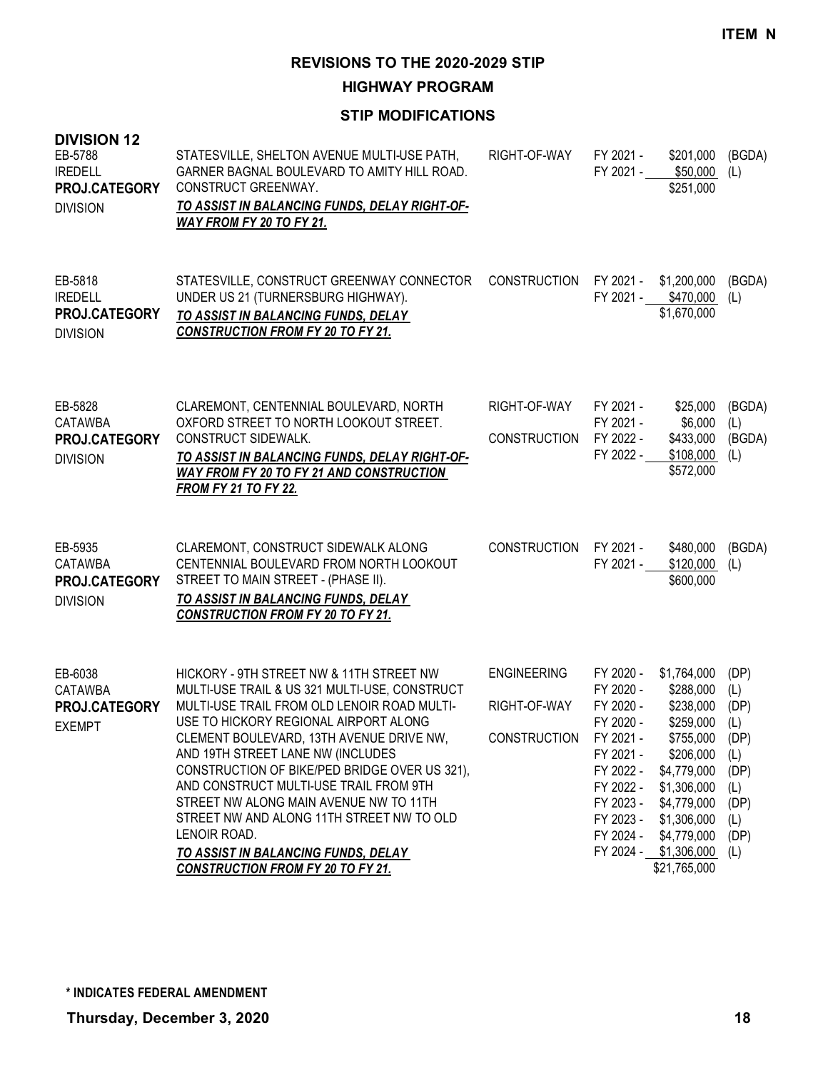ITEM N

# REVISIONS TO THE 2020-2029 STIP

## HIGHWAY PROGRAM

### STIP MODIFICATIONS

**DIVISION 12**

| Project | Description | Phase | Fiscal Year | Amount | Source |
|---|---|---|---|---|---|
| EB-5788<br>IREDELL<br>**PROJ.CATEGORY**<br>DIVISION | STATESVILLE, SHELTON AVENUE MULTI-USE PATH, GARNER BAGNAL BOULEVARD TO AMITY HILL ROAD. CONSTRUCT GREENWAY.<br>***TO ASSIST IN BALANCING FUNDS, DELAY RIGHT-OF-WAY FROM FY 20 TO FY 21.*** | RIGHT-OF-WAY | FY 2021 - | $201,000 | (BGDA) |
| | | | FY 2021 - | $50,000 | (L) |
| | | | | $251,000 | |
| EB-5818<br>IREDELL<br>**PROJ.CATEGORY**<br>DIVISION | STATESVILLE, CONSTRUCT GREENWAY CONNECTOR UNDER US 21 (TURNERSBURG HIGHWAY).<br>***TO ASSIST IN BALANCING FUNDS, DELAY CONSTRUCTION FROM FY 20 TO FY 21.*** | CONSTRUCTION | FY 2021 - | $1,200,000 | (BGDA) |
| | | | FY 2021 - | $470,000 | (L) |
| | | | | $1,670,000 | |
| EB-5828<br>CATAWBA<br>**PROJ.CATEGORY**<br>DIVISION | CLAREMONT, CENTENNIAL BOULEVARD, NORTH OXFORD STREET TO NORTH LOOKOUT STREET. CONSTRUCT SIDEWALK.<br>***TO ASSIST IN BALANCING FUNDS, DELAY RIGHT-OF-WAY FROM FY 20 TO FY 21 AND CONSTRUCTION FROM FY 21 TO FY 22.*** | RIGHT-OF-WAY | FY 2021 - | $25,000 | (BGDA) |
| | | | FY 2021 - | $6,000 | (L) |
| | | CONSTRUCTION | FY 2022 - | $433,000 | (BGDA) |
| | | | FY 2022 - | $108,000 | (L) |
| | | | | $572,000 | |
| EB-5935<br>CATAWBA<br>**PROJ.CATEGORY**<br>DIVISION | CLAREMONT, CONSTRUCT SIDEWALK ALONG CENTENNIAL BOULEVARD FROM NORTH LOOKOUT STREET TO MAIN STREET - (PHASE II).<br>***TO ASSIST IN BALANCING FUNDS, DELAY CONSTRUCTION FROM FY 20 TO FY 21.*** | CONSTRUCTION | FY 2021 - | $480,000 | (BGDA) |
| | | | FY 2021 - | $120,000 | (L) |
| | | | | $600,000 | |
| EB-6038<br>CATAWBA<br>**PROJ.CATEGORY**<br>EXEMPT | HICKORY - 9TH STREET NW & 11TH STREET NW MULTI-USE TRAIL & US 321 MULTI-USE, CONSTRUCT MULTI-USE TRAIL FROM OLD LENOIR ROAD MULTI-USE TO HICKORY REGIONAL AIRPORT ALONG CLEMENT BOULEVARD, 13TH AVENUE DRIVE NW, AND 19TH STREET LANE NW (INCLUDES CONSTRUCTION OF BIKE/PED BRIDGE OVER US 321), AND CONSTRUCT MULTI-USE TRAIL FROM 9TH STREET NW ALONG MAIN AVENUE NW TO 11TH STREET NW AND ALONG 11TH STREET NW TO OLD LENOIR ROAD.<br>***TO ASSIST IN BALANCING FUNDS, DELAY CONSTRUCTION FROM FY 20 TO FY 21.*** | ENGINEERING | FY 2020 - | $1,764,000 | (DP) |
| | | | FY 2020 - | $288,000 | (L) |
| | | RIGHT-OF-WAY | FY 2020 - | $238,000 | (DP) |
| | | | FY 2020 - | $259,000 | (L) |
| | | CONSTRUCTION | FY 2021 - | $755,000 | (DP) |
| | | | FY 2021 - | $206,000 | (L) |
| | | | FY 2022 - | $4,779,000 | (DP) |
| | | | FY 2022 - | $1,306,000 | (L) |
| | | | FY 2023 - | $4,779,000 | (DP) |
| | | | FY 2023 - | $1,306,000 | (L) |
| | | | FY 2024 - | $4,779,000 | (DP) |
| | | | FY 2024 - | $1,306,000 | (L) |
| | | | | $21,765,000 | |

**\* INDICATES FEDERAL AMENDMENT**

**Thursday, December 3, 2020**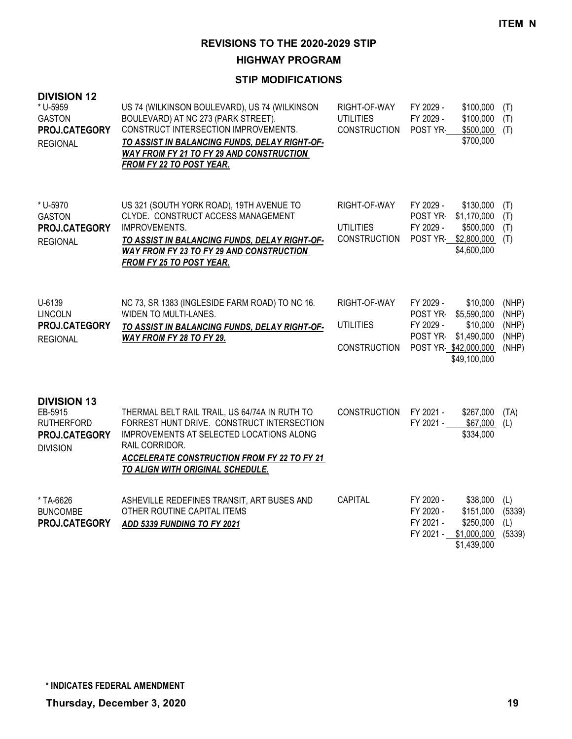**ITEM N**

# REVISIONS TO THE 2020-2029 STIP

## HIGHWAY PROGRAM

### STIP MODIFICATIONS

**DIVISION 12**

| Project | Description | Work Type | Year | Amount | Fund |
|---|---|---|---|---|---|
| * U-5959<br>GASTON<br>**PROJ.CATEGORY**<br>REGIONAL | US 74 (WILKINSON BOULEVARD), US 74 (WILKINSON BOULEVARD) AT NC 273 (PARK STREET). CONSTRUCT INTERSECTION IMPROVEMENTS.<br>***TO ASSIST IN BALANCING FUNDS, DELAY RIGHT-OF-WAY FROM FY 21 TO FY 29 AND CONSTRUCTION FROM FY 22 TO POST YEAR.*** | RIGHT-OF-WAY | FY 2029 - | $100,000 | (T) |
| | | UTILITIES | FY 2029 - | $100,000 | (T) |
| | | CONSTRUCTION | POST YR- | $500,000 | (T) |
| | | | | $700,000 | |
| * U-5970<br>GASTON<br>**PROJ.CATEGORY**<br>REGIONAL | US 321 (SOUTH YORK ROAD), 19TH AVENUE TO CLYDE. CONSTRUCT ACCESS MANAGEMENT IMPROVEMENTS.<br>***TO ASSIST IN BALANCING FUNDS, DELAY RIGHT-OF-WAY FROM FY 23 TO FY 29 AND CONSTRUCTION FROM FY 25 TO POST YEAR.*** | RIGHT-OF-WAY | FY 2029 - | $130,000 | (T) |
| | | | POST YR- | $1,170,000 | (T) |
| | | UTILITIES | FY 2029 - | $500,000 | (T) |
| | | CONSTRUCTION | POST YR- | $2,800,000 | (T) |
| | | | | $4,600,000 | |
| U-6139<br>LINCOLN<br>**PROJ.CATEGORY**<br>REGIONAL | NC 73, SR 1383 (INGLESIDE FARM ROAD) TO NC 16. WIDEN TO MULTI-LANES.<br>***TO ASSIST IN BALANCING FUNDS, DELAY RIGHT-OF-WAY FROM FY 28 TO FY 29.*** | RIGHT-OF-WAY | FY 2029 - | $10,000 | (NHP) |
| | | | POST YR- | $5,590,000 | (NHP) |
| | | UTILITIES | FY 2029 - | $10,000 | (NHP) |
| | | | POST YR- | $1,490,000 | (NHP) |
| | | CONSTRUCTION | POST YR- | $42,000,000 | (NHP) |
| | | | | $49,100,000 | |

**DIVISION 13**

| Project | Description | Work Type | Year | Amount | Fund |
|---|---|---|---|---|---|
| EB-5915<br>RUTHERFORD<br>**PROJ.CATEGORY**<br>DIVISION | THERMAL BELT RAIL TRAIL, US 64/74A IN RUTH TO FORREST HUNT DRIVE. CONSTRUCT INTERSECTION IMPROVEMENTS AT SELECTED LOCATIONS ALONG RAIL CORRIDOR.<br>***ACCELERATE CONSTRUCTION FROM FY 22 TO FY 21 TO ALIGN WITH ORIGINAL SCHEDULE.*** | CONSTRUCTION | FY 2021 - | $267,000 | (TA) |
| | | | FY 2021 - | $67,000 | (L) |
| | | | | $334,000 | |
| * TA-6626<br>BUNCOMBE<br>**PROJ.CATEGORY** | ASHEVILLE REDEFINES TRANSIT, ART BUSES AND OTHER ROUTINE CAPITAL ITEMS<br>***ADD 5339 FUNDING TO FY 2021*** | CAPITAL | FY 2020 - | $38,000 | (L) |
| | | | FY 2020 - | $151,000 | (5339) |
| | | | FY 2021 - | $250,000 | (L) |
| | | | FY 2021 - | $1,000,000 | (5339) |
| | | | | $1,439,000 | |

**\* INDICATES FEDERAL AMENDMENT**

**Thursday, December 3, 2020**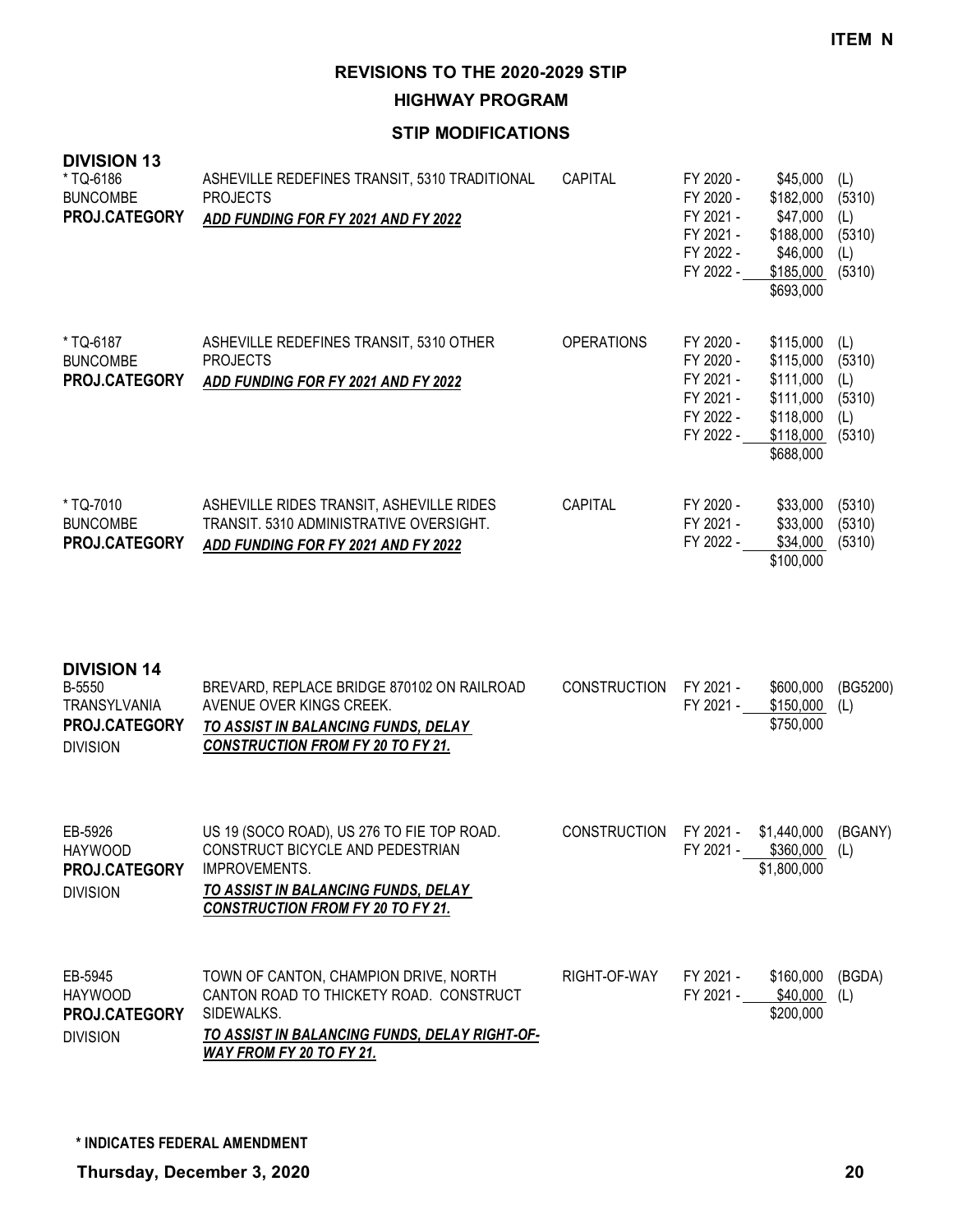**ITEM N**

# REVISIONS TO THE 2020-2029 STIP

## HIGHWAY PROGRAM

### STIP MODIFICATIONS

**DIVISION 13**

| Project | Description | Category | Fiscal Year | Amount | Fund |
|---|---|---|---|---|---|
| * TQ-6186<br>BUNCOMBE<br>**PROJ.CATEGORY** | ASHEVILLE REDEFINES TRANSIT, 5310 TRADITIONAL PROJECTS<br>***ADD FUNDING FOR FY 2021 AND FY 2022*** | CAPITAL | FY 2020 -<br>FY 2020 -<br>FY 2021 -<br>FY 2021 -<br>FY 2022 -<br>FY 2022 - | $45,000<br>$182,000<br>$47,000<br>$188,000<br>$46,000<br>$185,000<br>$693,000 | (L)<br>(5310)<br>(L)<br>(5310)<br>(L)<br>(5310) |
| * TQ-6187<br>BUNCOMBE<br>**PROJ.CATEGORY** | ASHEVILLE REDEFINES TRANSIT, 5310 OTHER PROJECTS<br>***ADD FUNDING FOR FY 2021 AND FY 2022*** | OPERATIONS | FY 2020 -<br>FY 2020 -<br>FY 2021 -<br>FY 2021 -<br>FY 2022 -<br>FY 2022 - | $115,000<br>$115,000<br>$111,000<br>$111,000<br>$118,000<br>$118,000<br>$688,000 | (L)<br>(5310)<br>(L)<br>(5310)<br>(L)<br>(5310) |
| * TQ-7010<br>BUNCOMBE<br>**PROJ.CATEGORY** | ASHEVILLE RIDES TRANSIT, ASHEVILLE RIDES TRANSIT. 5310 ADMINISTRATIVE OVERSIGHT.<br>***ADD FUNDING FOR FY 2021 AND FY 2022*** | CAPITAL | FY 2020 -<br>FY 2021 -<br>FY 2022 - | $33,000<br>$33,000<br>$34,000<br>$100,000 | (5310)<br>(5310)<br>(5310) |

**DIVISION 14**

| Project | Description | Category | Fiscal Year | Amount | Fund |
|---|---|---|---|---|---|
| B-5550<br>TRANSYLVANIA<br>**PROJ.CATEGORY**<br>DIVISION | BREVARD, REPLACE BRIDGE 870102 ON RAILROAD AVENUE OVER KINGS CREEK.<br>***TO ASSIST IN BALANCING FUNDS, DELAY CONSTRUCTION FROM FY 20 TO FY 21.*** | CONSTRUCTION | FY 2021 -<br>FY 2021 - | $600,000<br>$150,000<br>$750,000 | (BG5200)<br>(L) |
| EB-5926<br>HAYWOOD<br>**PROJ.CATEGORY**<br>DIVISION | US 19 (SOCO ROAD), US 276 TO FIE TOP ROAD. CONSTRUCT BICYCLE AND PEDESTRIAN IMPROVEMENTS.<br>***TO ASSIST IN BALANCING FUNDS, DELAY CONSTRUCTION FROM FY 20 TO FY 21.*** | CONSTRUCTION | FY 2021 -<br>FY 2021 - | $1,440,000<br>$360,000<br>$1,800,000 | (BGANY)<br>(L) |
| EB-5945<br>HAYWOOD<br>**PROJ.CATEGORY**<br>DIVISION | TOWN OF CANTON, CHAMPION DRIVE, NORTH CANTON ROAD TO THICKETY ROAD. CONSTRUCT SIDEWALKS.<br>***TO ASSIST IN BALANCING FUNDS, DELAY RIGHT-OF-WAY FROM FY 20 TO FY 21.*** | RIGHT-OF-WAY | FY 2021 -<br>FY 2021 - | $160,000<br>$40,000<br>$200,000 | (BGDA)<br>(L) |

**\* INDICATES FEDERAL AMENDMENT**

**Thursday, December 3, 2020**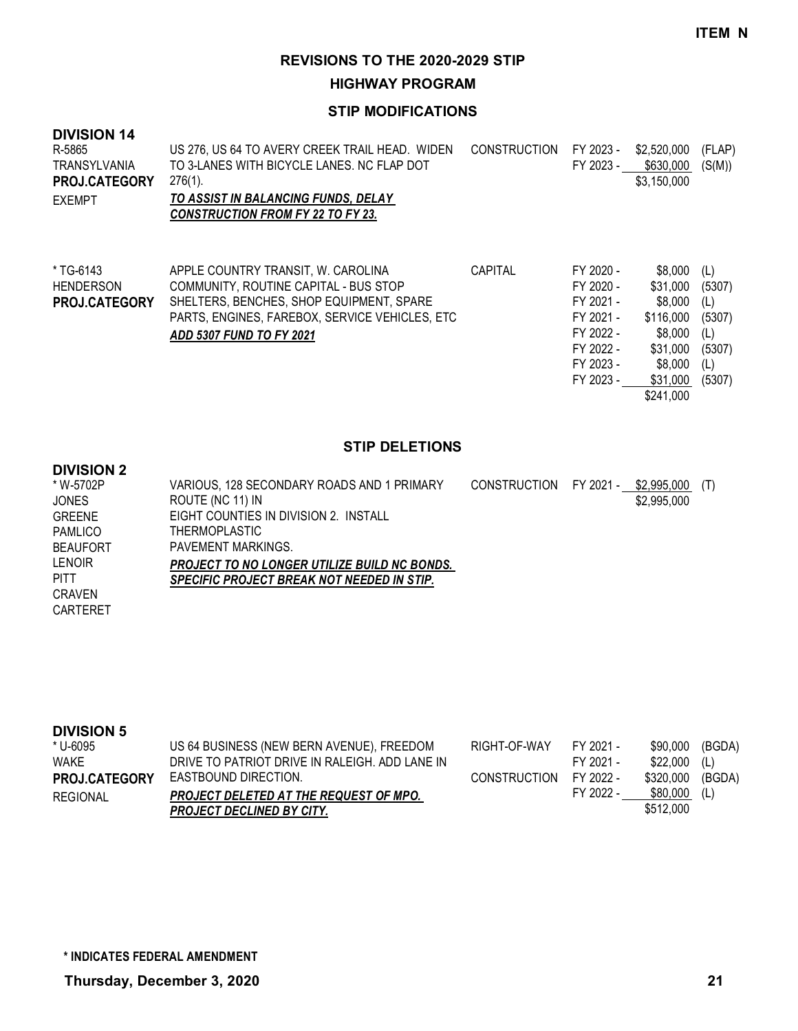**ITEM N**

# REVISIONS TO THE 2020-2029 STIP

## HIGHWAY PROGRAM

### STIP MODIFICATIONS

**DIVISION 14**

| Project | Description | Work Type | Fiscal Year | Amount | Fund |
|---|---|---|---|---|---|
| R-5865<br>TRANSYLVANIA<br>**PROJ.CATEGORY**<br>EXEMPT | US 276, US 64 TO AVERY CREEK TRAIL HEAD. WIDEN TO 3-LANES WITH BICYCLE LANES. NC FLAP DOT 276(1).<br>***TO ASSIST IN BALANCING FUNDS, DELAY CONSTRUCTION FROM FY 22 TO FY 23.*** | CONSTRUCTION | FY 2023 -<br>FY 2023 - | \$2,520,000<br>\$630,000<br>\$3,150,000 | (FLAP)<br>(S(M)) |
| * TG-6143<br>HENDERSON<br>**PROJ.CATEGORY** | APPLE COUNTRY TRANSIT, W. CAROLINA COMMUNITY, ROUTINE CAPITAL - BUS STOP SHELTERS, BENCHES, SHOP EQUIPMENT, SPARE PARTS, ENGINES, FAREBOX, SERVICE VEHICLES, ETC<br>***ADD 5307 FUND TO FY 2021*** | CAPITAL | FY 2020 -<br>FY 2020 -<br>FY 2021 -<br>FY 2021 -<br>FY 2022 -<br>FY 2022 -<br>FY 2023 -<br>FY 2023 - | \$8,000<br>\$31,000<br>\$8,000<br>\$116,000<br>\$8,000<br>\$31,000<br>\$8,000<br>\$31,000<br>\$241,000 | (L)<br>(5307)<br>(L)<br>(5307)<br>(L)<br>(5307)<br>(L)<br>(5307) |

### STIP DELETIONS

**DIVISION 2**

| Project | Description | Work Type | Fiscal Year | Amount | Fund |
|---|---|---|---|---|---|
| * W-5702P<br>JONES<br>GREENE<br>PAMLICO<br>BEAUFORT<br>LENOIR<br>PITT<br>CRAVEN<br>CARTERET | VARIOUS, 128 SECONDARY ROADS AND 1 PRIMARY ROUTE (NC 11) IN EIGHT COUNTIES IN DIVISION 2. INSTALL THERMOPLASTIC PAVEMENT MARKINGS.<br>***PROJECT TO NO LONGER UTILIZE BUILD NC BONDS. SPECIFIC PROJECT BREAK NOT NEEDED IN STIP.*** | CONSTRUCTION | FY 2021 - | \$2,995,000<br>\$2,995,000 | (T) |

**DIVISION 5**

| Project | Description | Work Type | Fiscal Year | Amount | Fund |
|---|---|---|---|---|---|
| * U-6095<br>WAKE<br>**PROJ.CATEGORY**<br>REGIONAL | US 64 BUSINESS (NEW BERN AVENUE), FREEDOM DRIVE TO PATRIOT DRIVE IN RALEIGH. ADD LANE IN EASTBOUND DIRECTION.<br>***PROJECT DELETED AT THE REQUEST OF MPO. PROJECT DECLINED BY CITY.*** | RIGHT-OF-WAY<br><br>CONSTRUCTION | FY 2021 -<br>FY 2021 -<br>FY 2022 -<br>FY 2022 - | \$90,000<br>\$22,000<br>\$320,000<br>\$80,000<br>\$512,000 | (BGDA)<br>(L)<br>(BGDA)<br>(L) |

**\* INDICATES FEDERAL AMENDMENT**

**Thursday, December 3, 2020**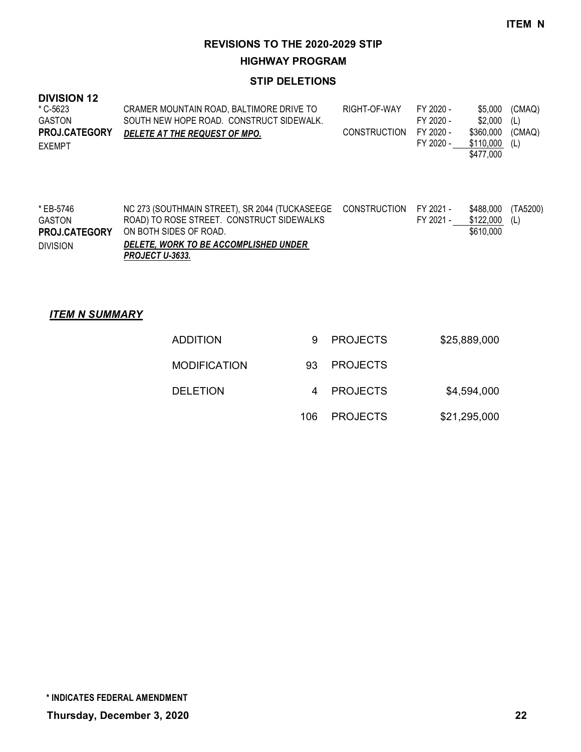**ITEM N**

## REVISIONS TO THE 2020-2029 STIP

### HIGHWAY PROGRAM

### STIP DELETIONS

**DIVISION 12**

| | | | | | |
|---|---|---|---|---|---|
| * C-5623<br>GASTON<br>**PROJ.CATEGORY**<br>EXEMPT | CRAMER MOUNTAIN ROAD, BALTIMORE DRIVE TO SOUTH NEW HOPE ROAD. CONSTRUCT SIDEWALK.<br>***DELETE AT THE REQUEST OF MPO.*** | RIGHT-OF-WAY | FY 2020 - | $5,000 | (CMAQ) |
| | | | FY 2020 - | $2,000 | (L) |
| | | CONSTRUCTION | FY 2020 - | $360,000 | (CMAQ) |
| | | | FY 2020 - | $110,000 | (L) |
| | | | | $477,000 | |
| * EB-5746<br>GASTON<br>**PROJ.CATEGORY**<br>DIVISION | NC 273 (SOUTHMAIN STREET), SR 2044 (TUCKASEEGE ROAD) TO ROSE STREET. CONSTRUCT SIDEWALKS ON BOTH SIDES OF ROAD.<br>***DELETE, WORK TO BE ACCOMPLISHED UNDER PROJECT U-3633.*** | CONSTRUCTION | FY 2021 - | $488,000 | (TA5200) |
| | | | FY 2021 - | $122,000 | (L) |
| | | | | $610,000 | |

***ITEM N SUMMARY***

| | | | |
|---|---|---|---|
| ADDITION | 9 | PROJECTS | $25,889,000 |
| MODIFICATION | 93 | PROJECTS | |
| DELETION | 4 | PROJECTS | $4,594,000 |
| | 106 | PROJECTS | $21,295,000 |

**\* INDICATES FEDERAL AMENDMENT**

**Thursday, December 3, 2020**